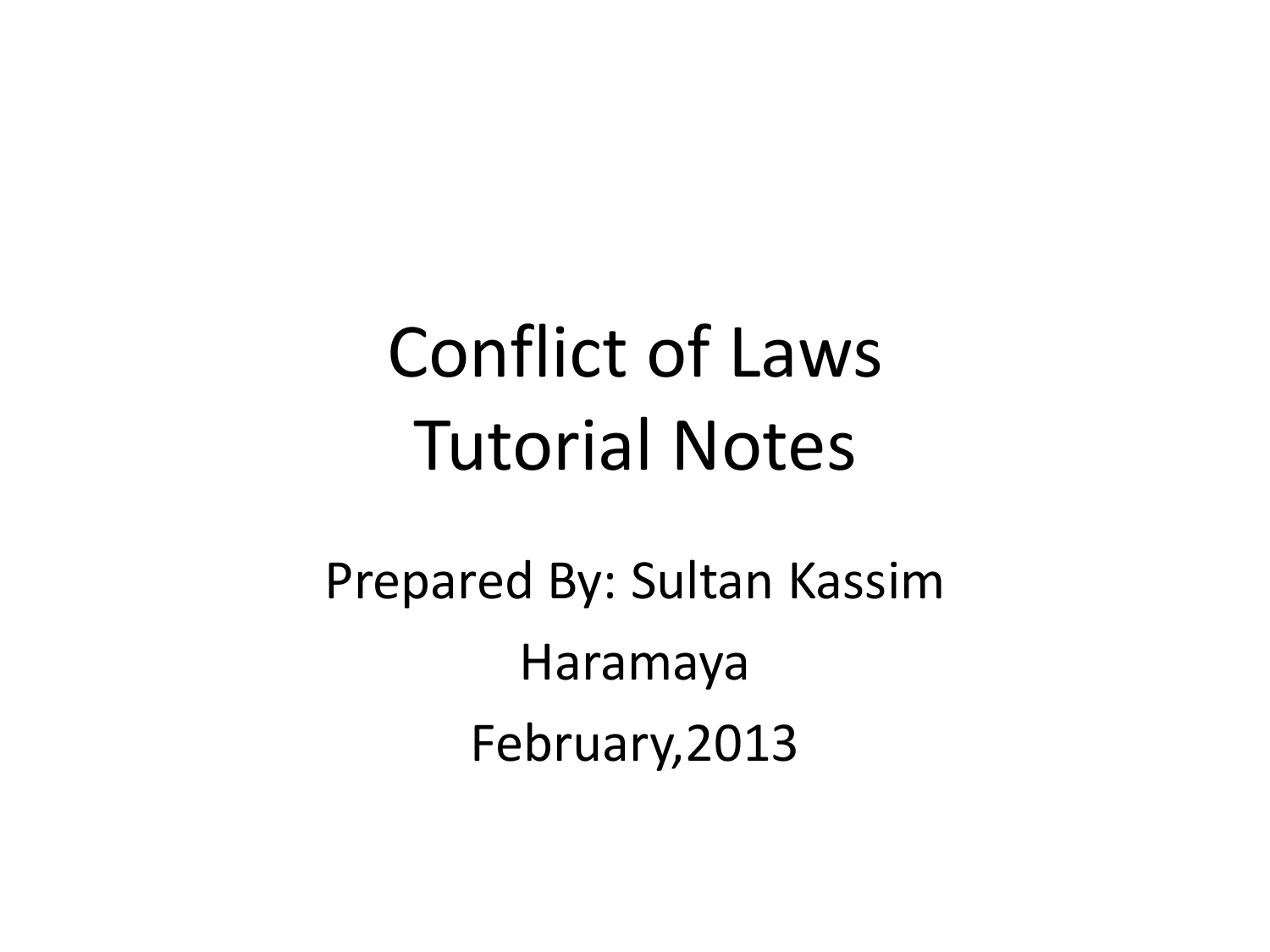# Conflict of Laws
# Tutorial Notes

Prepared By: Sultan Kassim

Haramaya

February,2013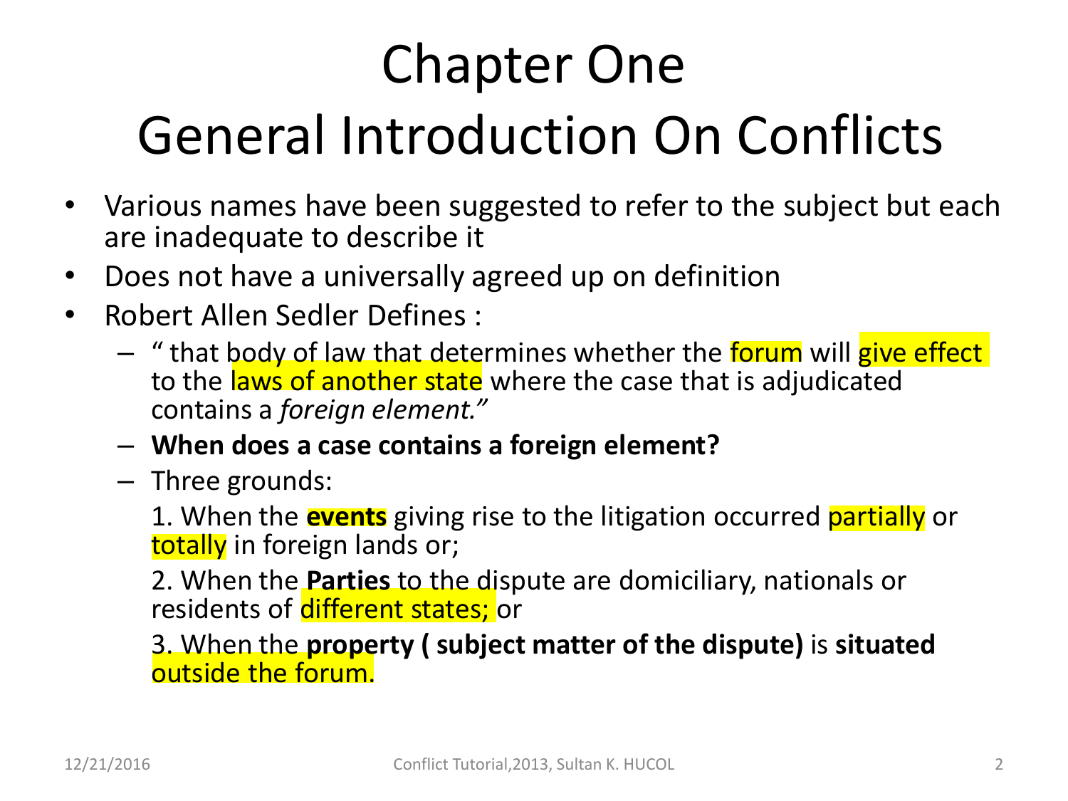# Chapter One
# General Introduction On Conflicts

- Various names have been suggested to refer to the subject but each are inadequate to describe it
- Does not have a universally agreed up on definition
- Robert Allen Sedler Defines :
  - " that body of law that determines whether the forum will give effect to the laws of another state where the case that is adjudicated contains a *foreign element."*
  - **When does a case contains a foreign element?**
  - Three grounds:

    1. When the **events** giving rise to the litigation occurred partially or totally in foreign lands or;

    2. When the **Parties** to the dispute are domiciliary, nationals or residents of different states; or

    3. When the **property ( subject matter of the dispute)** is **situated** outside the forum.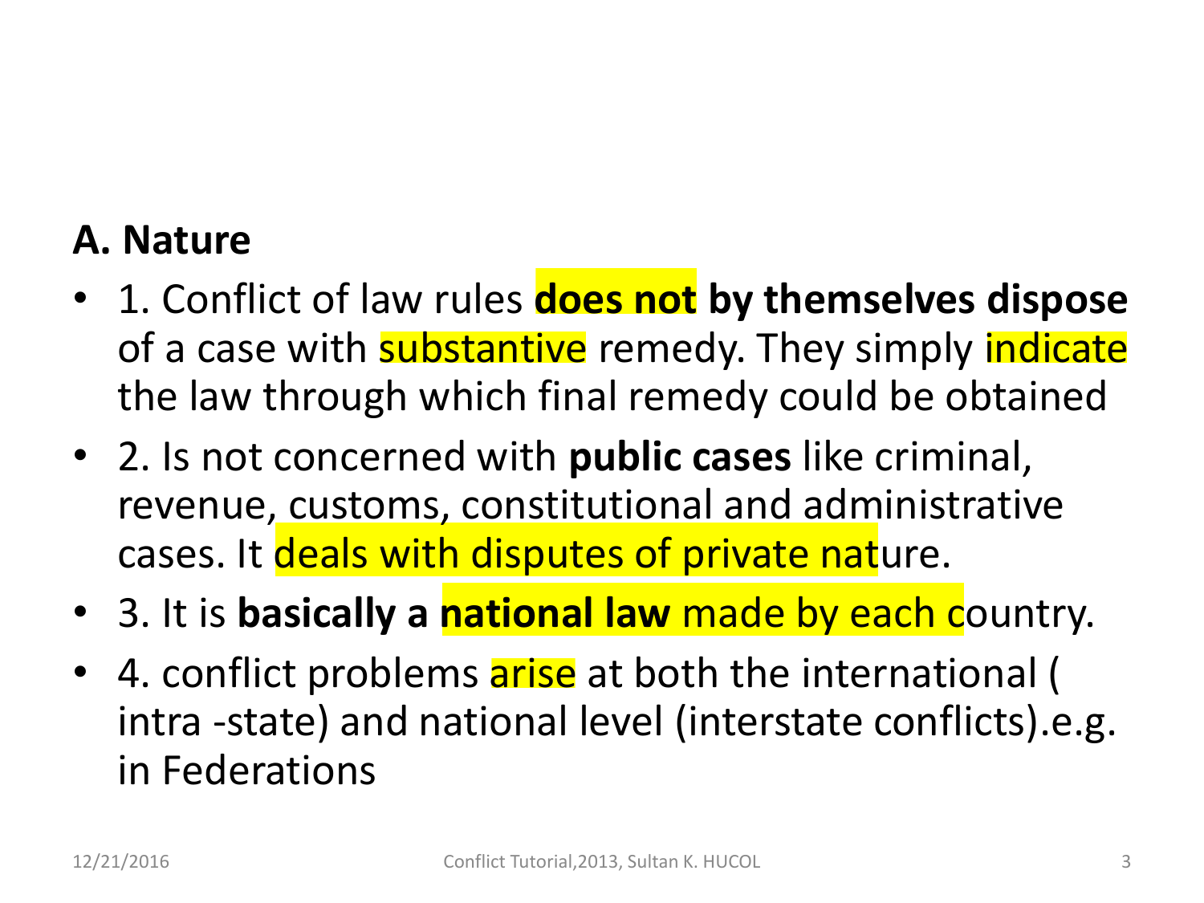## A. Nature

- 1. Conflict of law rules **does not by themselves dispose** of a case with substantive remedy. They simply indicate the law through which final remedy could be obtained
- 2. Is not concerned with **public cases** like criminal, revenue, customs, constitutional and administrative cases. It deals with disputes of private nature.
- 3. It is **basically a national law** made by each country.
- 4. conflict problems arise at both the international ( intra -state) and national level (interstate conflicts).e.g. in Federations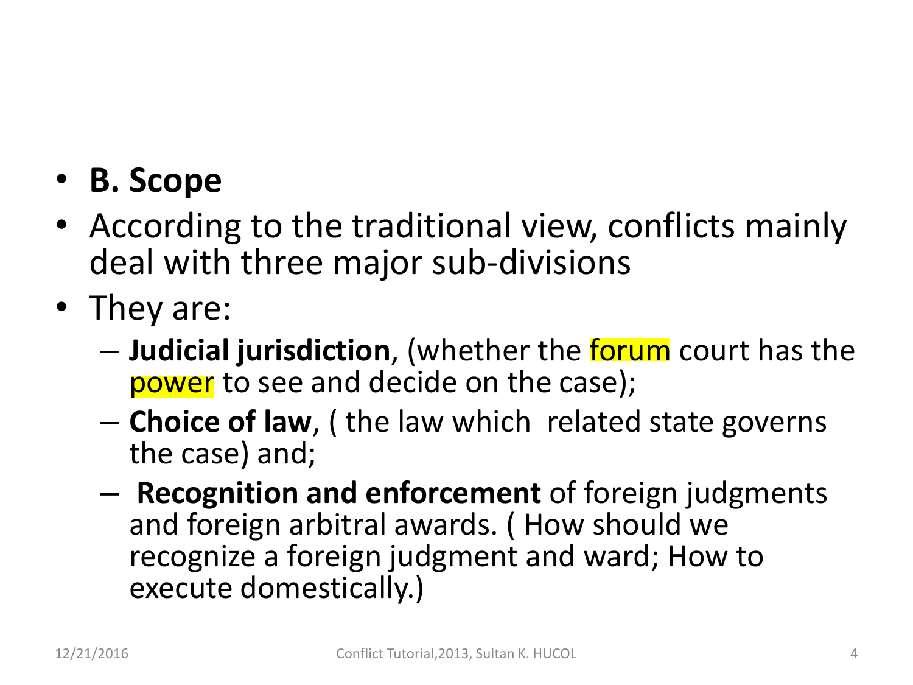- **B. Scope**
- According to the traditional view, conflicts mainly deal with three major sub-divisions
- They are:
  - **Judicial jurisdiction**, (whether the forum court has the power to see and decide on the case);
  - **Choice of law**, ( the law which related state governs the case) and;
  - **Recognition and enforcement** of foreign judgments and foreign arbitral awards. ( How should we recognize a foreign judgment and ward; How to execute domestically.)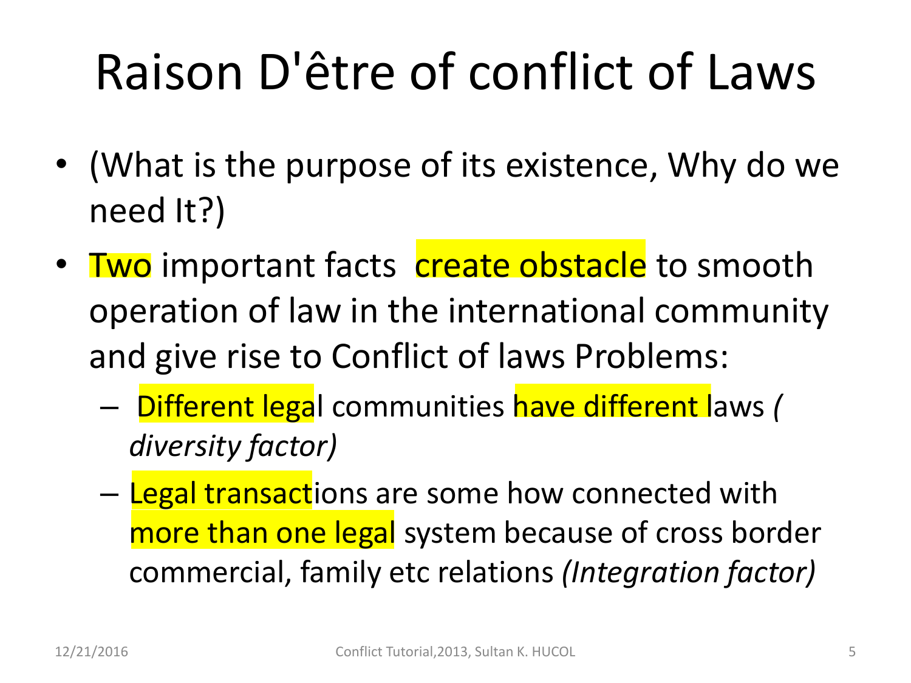# Raison D'être of conflict of Laws

- (What is the purpose of its existence, Why do we need It?)
- Two important facts create obstacle to smooth operation of law in the international community and give rise to Conflict of laws Problems:
  - Different legal communities have different laws *( diversity factor)*
  - Legal transactions are some how connected with more than one legal system because of cross border commercial, family etc relations *(Integration factor)*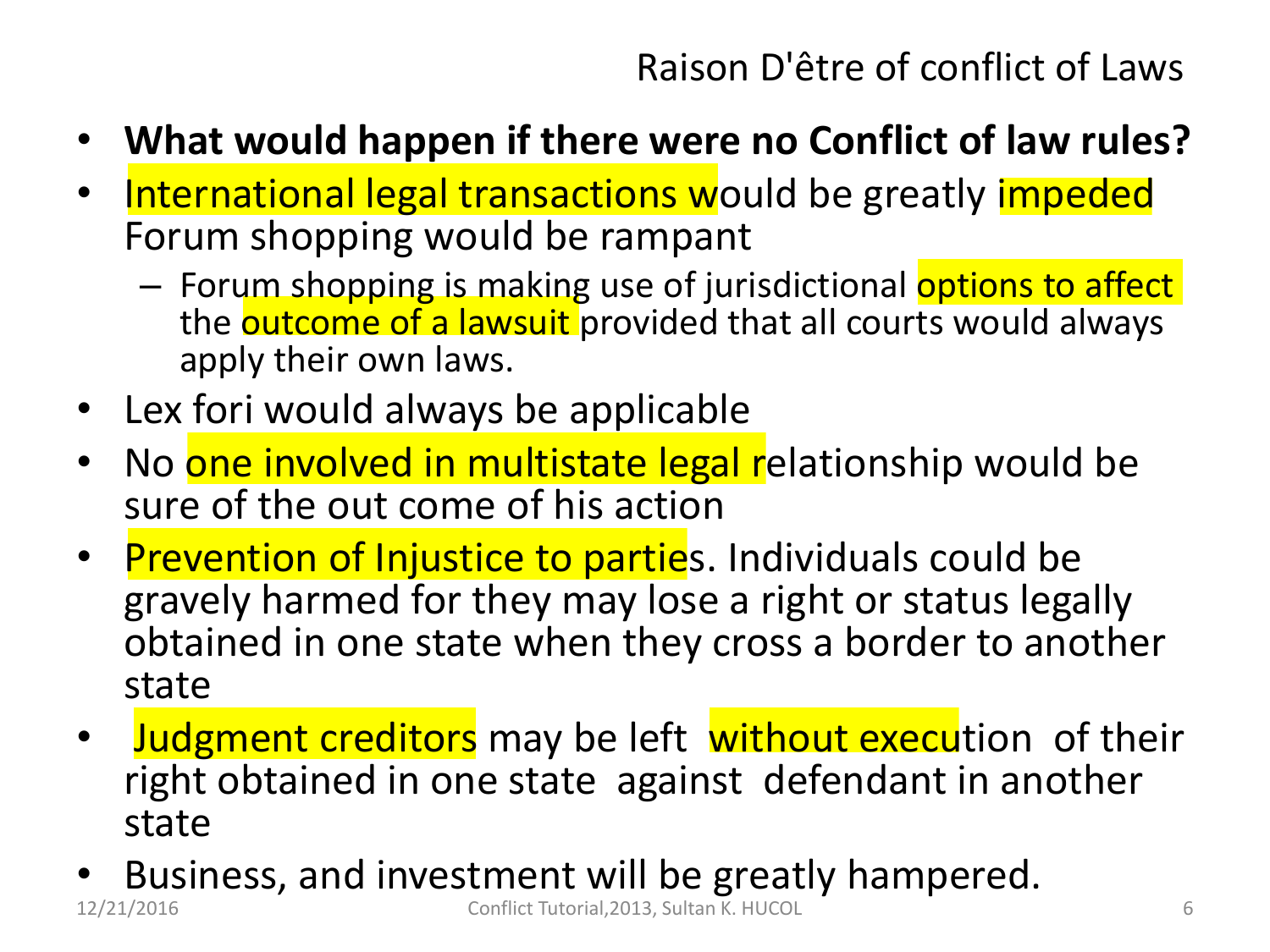## Raison D'être of conflict of Laws

- **What would happen if there were no Conflict of law rules?**
- International legal transactions would be greatly impeded Forum shopping would be rampant
  - Forum shopping is making use of jurisdictional options to affect the outcome of a lawsuit provided that all courts would always apply their own laws.
- Lex fori would always be applicable
- No one involved in multistate legal relationship would be sure of the out come of his action
- Prevention of Injustice to parties. Individuals could be gravely harmed for they may lose a right or status legally obtained in one state when they cross a border to another state
- Judgment creditors may be left without execution of their right obtained in one state against defendant in another state
- Business, and investment will be greatly hampered.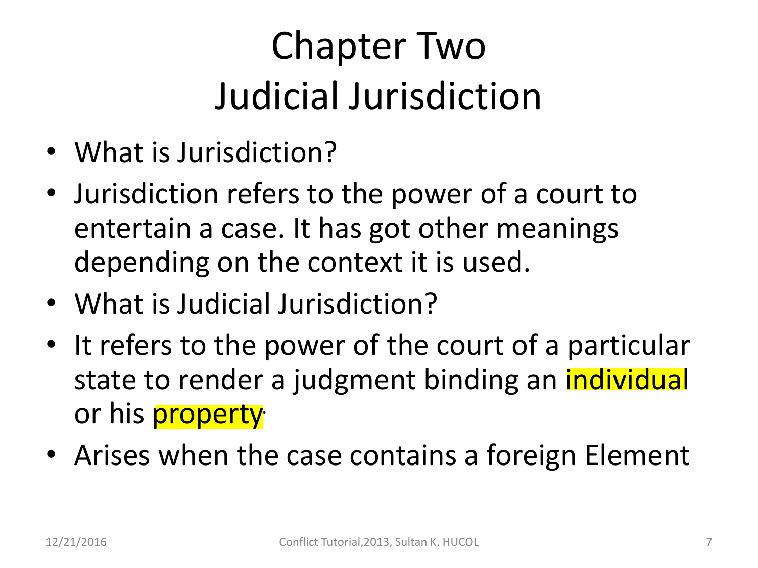# Chapter Two
# Judicial Jurisdiction

- What is Jurisdiction?
- Jurisdiction refers to the power of a court to entertain a case. It has got other meanings depending on the context it is used.
- What is Judicial Jurisdiction?
- It refers to the power of the court of a particular state to render a judgment binding an individual or his property.
- Arises when the case contains a foreign Element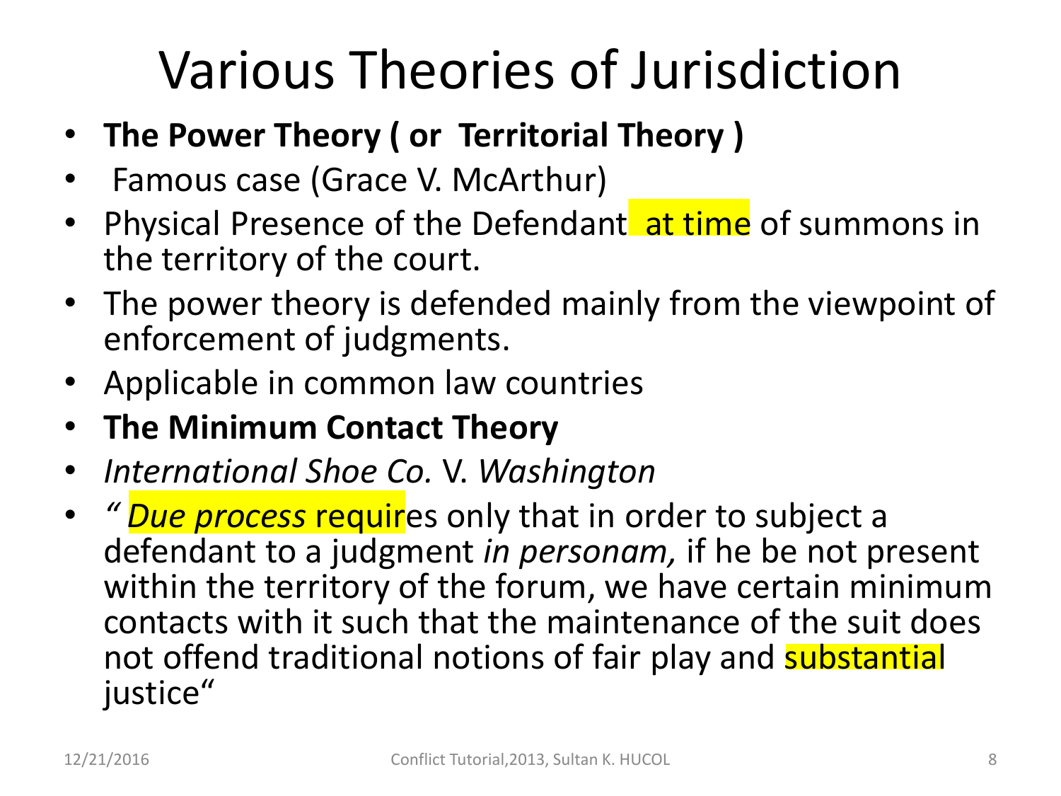# Various Theories of Jurisdiction

- **The Power Theory ( or Territorial Theory )**
- Famous case (Grace V. McArthur)
- Physical Presence of the Defendant at time of summons in the territory of the court.
- The power theory is defended mainly from the viewpoint of enforcement of judgments.
- Applicable in common law countries
- **The Minimum Contact Theory**
- *International Shoe Co.* V. *Washington*
- *" Due process* requires only that in order to subject a defendant to a judgment *in personam,* if he be not present within the territory of the forum, we have certain minimum contacts with it such that the maintenance of the suit does not offend traditional notions of fair play and substantial justice"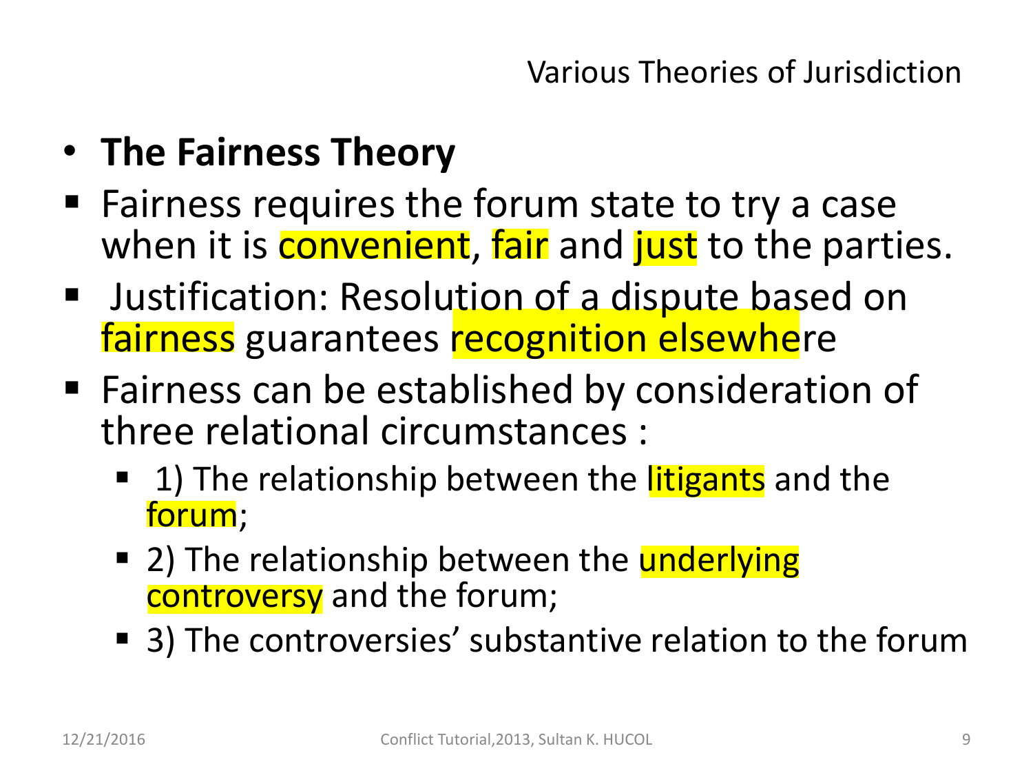Various Theories of Jurisdiction

- **The Fairness Theory**
- Fairness requires the forum state to try a case when it is convenient, fair and just to the parties.
- Justification: Resolution of a dispute based on fairness guarantees recognition elsewhere
- Fairness can be established by consideration of three relational circumstances :
  - 1) The relationship between the litigants and the forum;
  - 2) The relationship between the underlying controversy and the forum;
  - 3) The controversies' substantive relation to the forum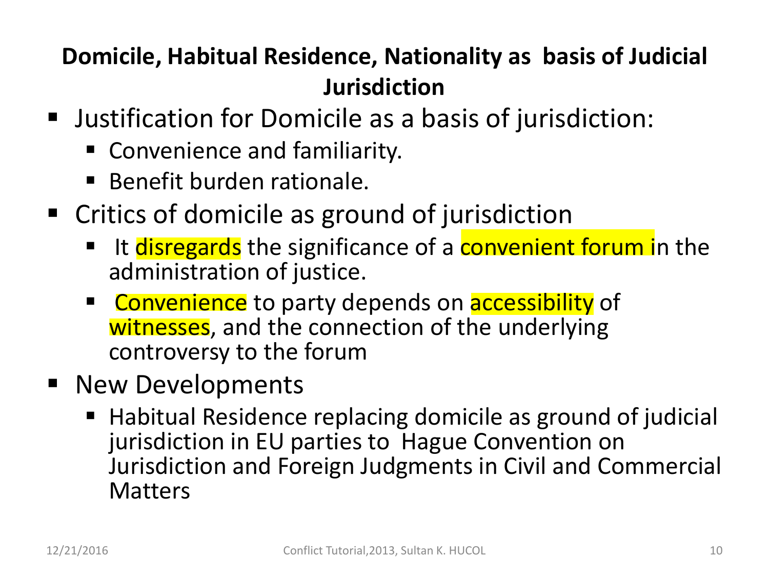## Domicile, Habitual Residence, Nationality as basis of Judicial Jurisdiction

- Justification for Domicile as a basis of jurisdiction:
  - Convenience and familiarity.
  - Benefit burden rationale.
- Critics of domicile as ground of jurisdiction
  - It disregards the significance of a convenient forum in the administration of justice.
  - Convenience to party depends on accessibility of witnesses, and the connection of the underlying controversy to the forum
- New Developments
  - Habitual Residence replacing domicile as ground of judicial jurisdiction in EU parties to Hague Convention on Jurisdiction and Foreign Judgments in Civil and Commercial Matters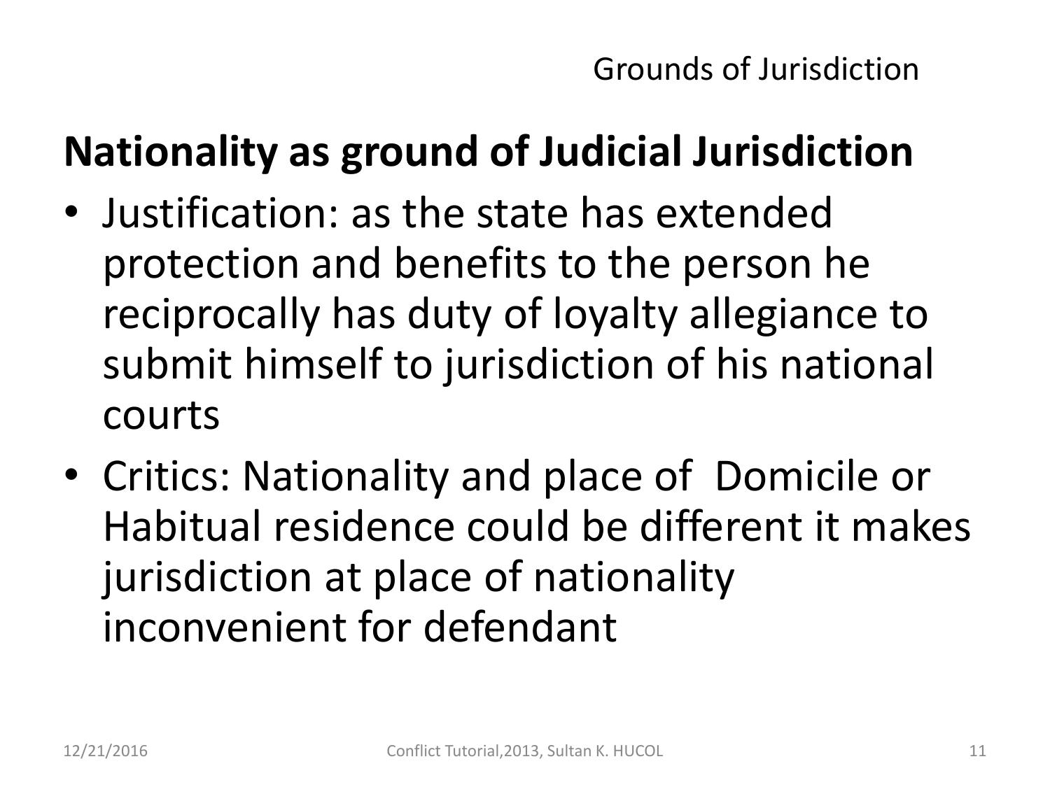Grounds of Jurisdiction

## Nationality as ground of Judicial Jurisdiction

- Justification: as the state has extended protection and benefits to the person he reciprocally has duty of loyalty allegiance to submit himself to jurisdiction of his national courts
- Critics: Nationality and place of Domicile or Habitual residence could be different it makes jurisdiction at place of nationality inconvenient for defendant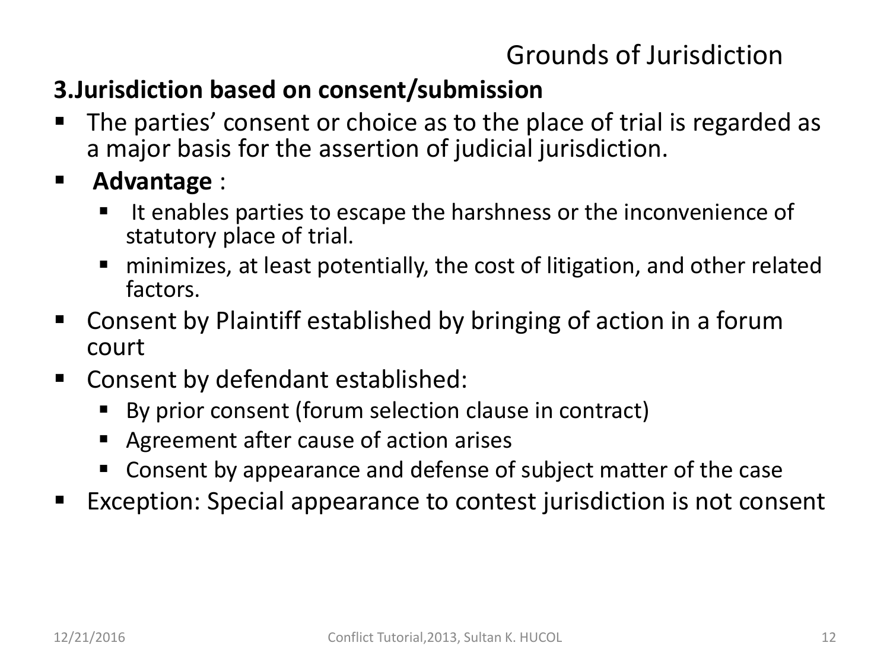## Grounds of Jurisdiction

### 3.Jurisdiction based on consent/submission

- The parties' consent or choice as to the place of trial is regarded as a major basis for the assertion of judicial jurisdiction.
- **Advantage** :
  - It enables parties to escape the harshness or the inconvenience of statutory place of trial.
  - minimizes, at least potentially, the cost of litigation, and other related factors.
- Consent by Plaintiff established by bringing of action in a forum court
- Consent by defendant established:
  - By prior consent (forum selection clause in contract)
  - Agreement after cause of action arises
  - Consent by appearance and defense of subject matter of the case
- Exception: Special appearance to contest jurisdiction is not consent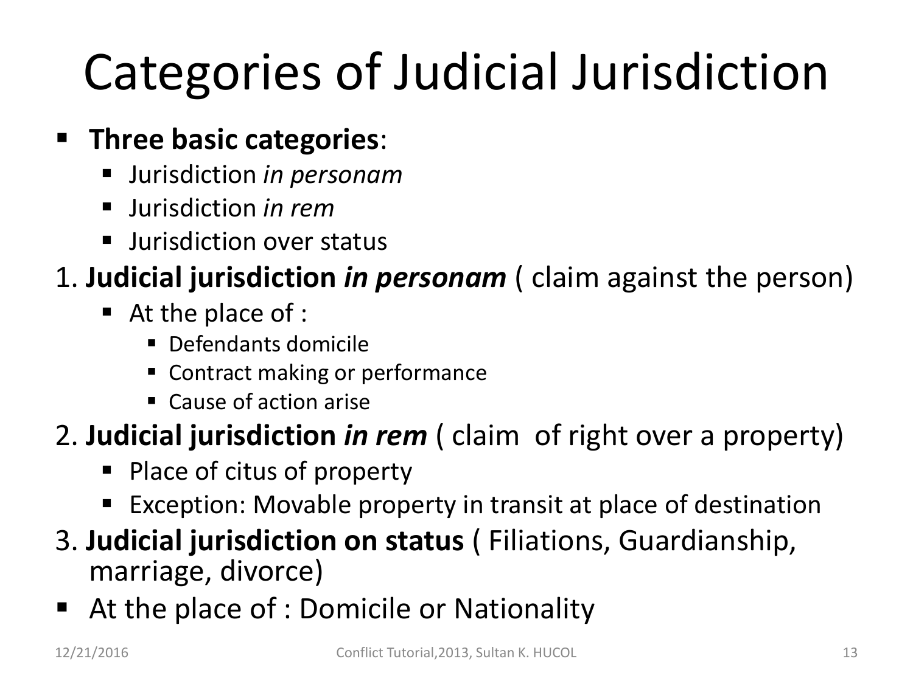# Categories of Judicial Jurisdiction

- **Three basic categories**:
  - Jurisdiction *in personam*
  - Jurisdiction *in rem*
  - Jurisdiction over status

1. **Judicial jurisdiction *in personam*** ( claim against the person)
   - At the place of :
     - Defendants domicile
     - Contract making or performance
     - Cause of action arise
2. **Judicial jurisdiction *in rem*** ( claim of right over a property)
   - Place of citus of property
   - Exception: Movable property in transit at place of destination
3. **Judicial jurisdiction on status** ( Filiations, Guardianship, marriage, divorce)

- At the place of : Domicile or Nationality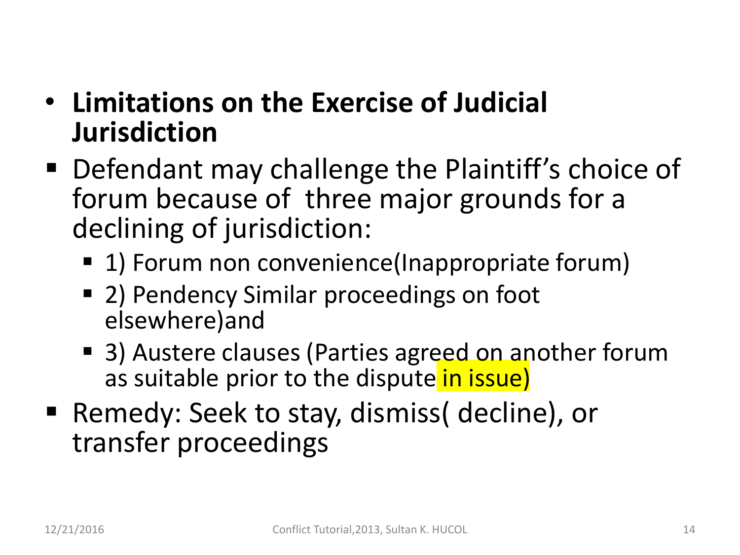- **Limitations on the Exercise of Judicial Jurisdiction**

- Defendant may challenge the Plaintiff's choice of forum because of three major grounds for a declining of jurisdiction:
  - 1) Forum non convenience(Inappropriate forum)
  - 2) Pendency Similar proceedings on foot elsewhere)and
  - 3) Austere clauses (Parties agreed on another forum as suitable prior to the dispute in issue)
- Remedy: Seek to stay, dismiss( decline), or transfer proceedings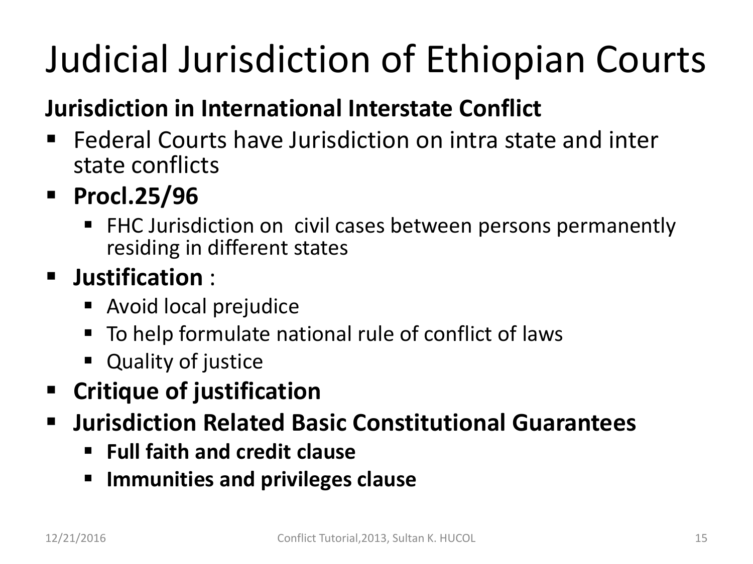# Judicial Jurisdiction of Ethiopian Courts

**Jurisdiction in International Interstate Conflict**

- Federal Courts have Jurisdiction on intra state and inter state conflicts
- **Procl.25/96**
  - FHC Jurisdiction on civil cases between persons permanently residing in different states
- **Justification** :
  - Avoid local prejudice
  - To help formulate national rule of conflict of laws
  - Quality of justice
- **Critique of justification**
- **Jurisdiction Related Basic Constitutional Guarantees**
  - **Full faith and credit clause**
  - **Immunities and privileges clause**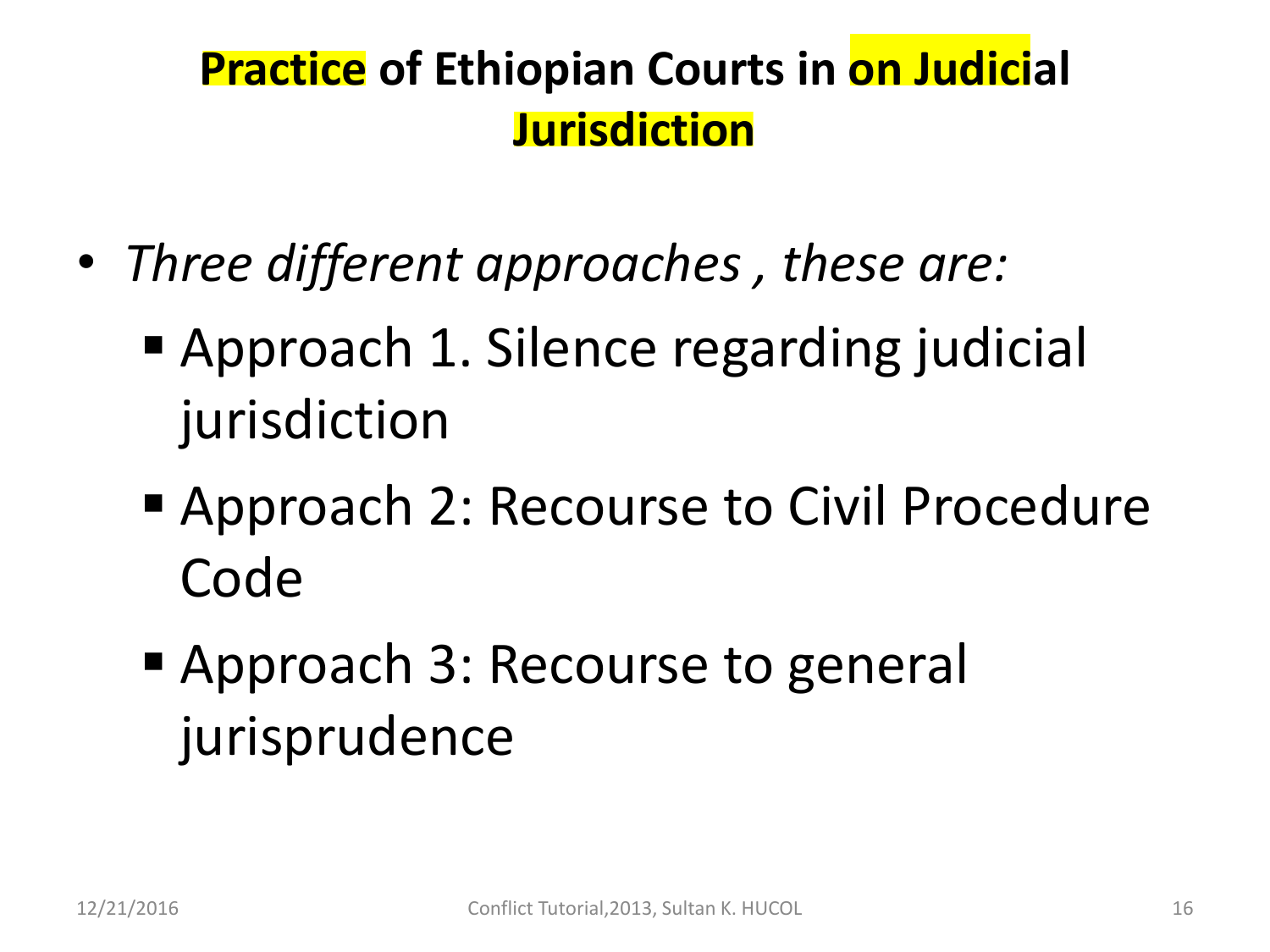## Practice of Ethiopian Courts in on Judicial Jurisdiction

- *Three different approaches , these are:*
  - Approach 1. Silence regarding judicial jurisdiction
  - Approach 2: Recourse to Civil Procedure Code
  - Approach 3: Recourse to general jurisprudence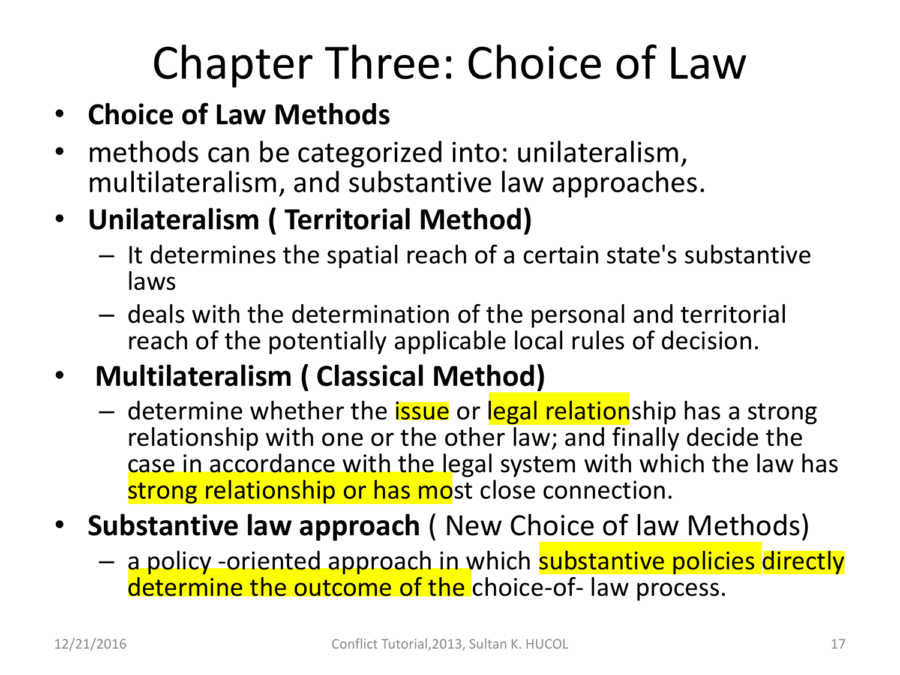# Chapter Three: Choice of Law

- **Choice of Law Methods**
- methods can be categorized into: unilateralism, multilateralism, and substantive law approaches.
- **Unilateralism ( Territorial Method)**
  - It determines the spatial reach of a certain state's substantive laws
  - deals with the determination of the personal and territorial reach of the potentially applicable local rules of decision.
- **Multilateralism ( Classical Method)**
  - determine whether the issue or legal relationship has a strong relationship with one or the other law; and finally decide the case in accordance with the legal system with which the law has strong relationship or has most close connection.
- **Substantive law approach** ( New Choice of law Methods)
  - a policy -oriented approach in which substantive policies directly determine the outcome of the choice-of- law process.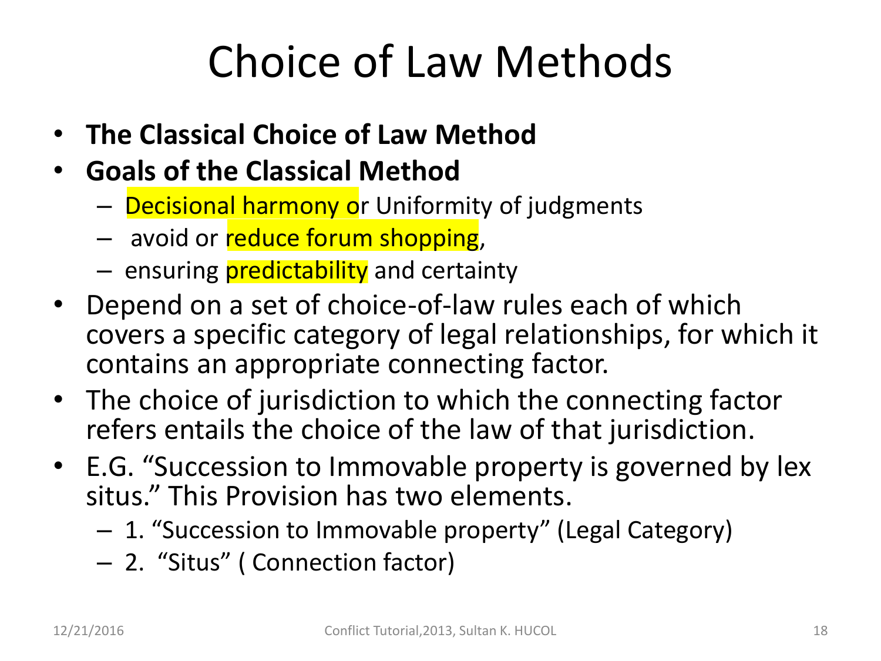# Choice of Law Methods

- **The Classical Choice of Law Method**
- **Goals of the Classical Method**
  - Decisional harmony or Uniformity of judgments
  - avoid or reduce forum shopping,
  - ensuring predictability and certainty
- Depend on a set of choice-of-law rules each of which covers a specific category of legal relationships, for which it contains an appropriate connecting factor.
- The choice of jurisdiction to which the connecting factor refers entails the choice of the law of that jurisdiction.
- E.G. "Succession to Immovable property is governed by lex situs." This Provision has two elements.
  - 1. "Succession to Immovable property" (Legal Category)
  - 2. "Situs" ( Connection factor)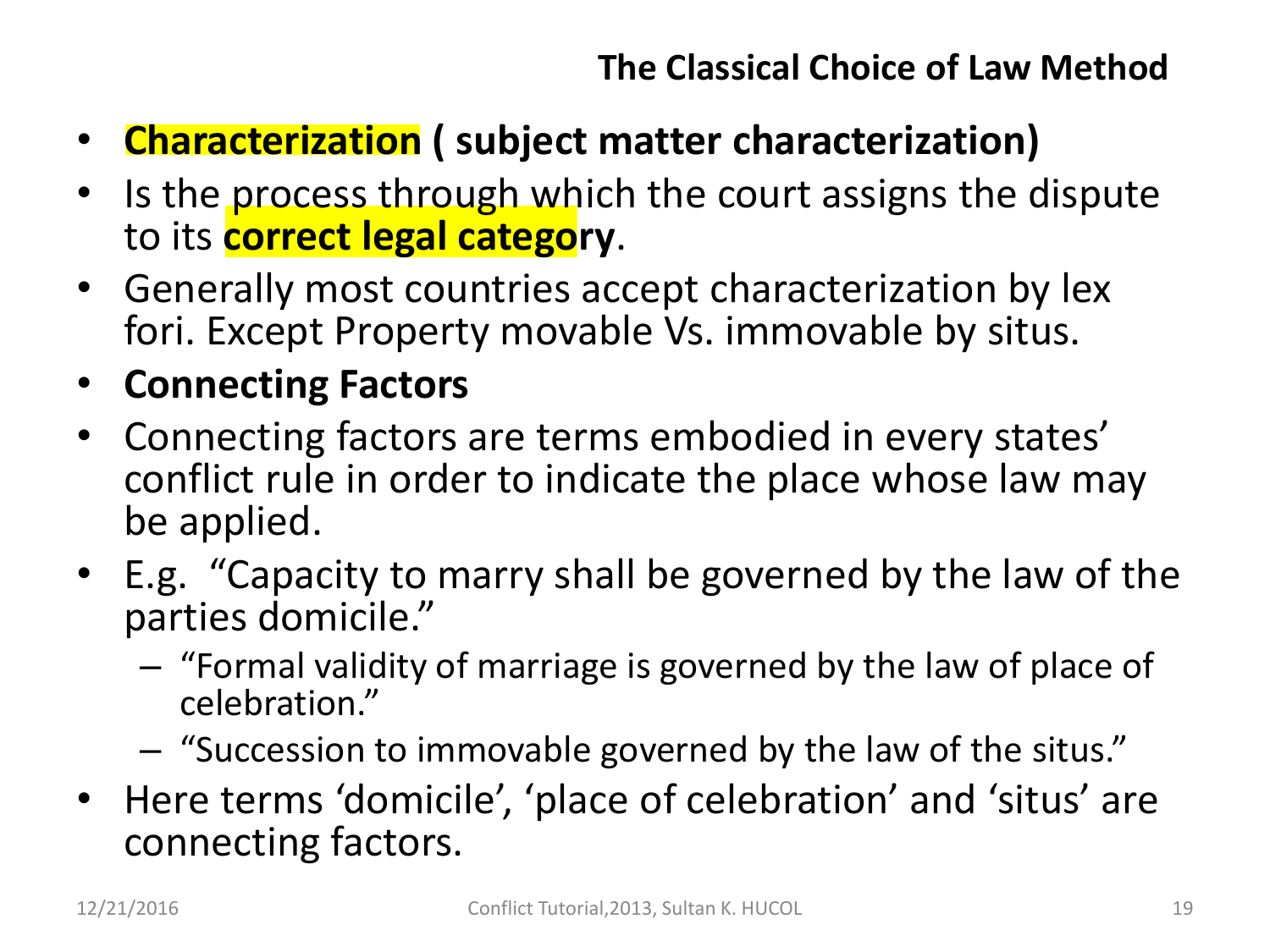## The Classical Choice of Law Method

- **Characterization ( subject matter characterization)**
- Is the process through which the court assigns the dispute to its **correct legal category**.
- Generally most countries accept characterization by lex fori. Except Property movable Vs. immovable by situs.
- **Connecting Factors**
- Connecting factors are terms embodied in every states' conflict rule in order to indicate the place whose law may be applied.
- E.g. "Capacity to marry shall be governed by the law of the parties domicile."
  - "Formal validity of marriage is governed by the law of place of celebration."
  - "Succession to immovable governed by the law of the situs."
- Here terms 'domicile', 'place of celebration' and 'situs' are connecting factors.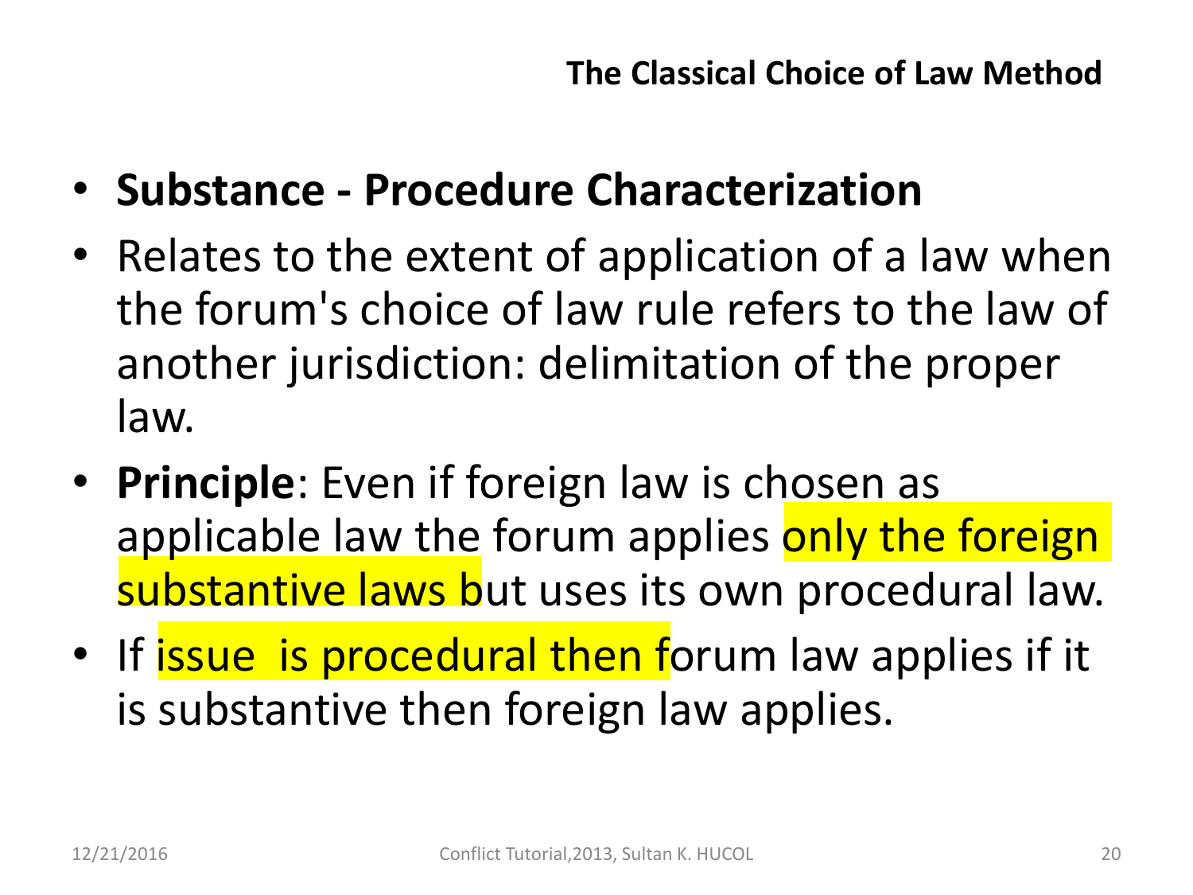## The Classical Choice of Law Method

- **Substance - Procedure Characterization**
- Relates to the extent of application of a law when the forum's choice of law rule refers to the law of another jurisdiction: delimitation of the proper law.
- **Principle**: Even if foreign law is chosen as applicable law the forum applies only the foreign substantive laws but uses its own procedural law.
- If issue is procedural then forum law applies if it is substantive then foreign law applies.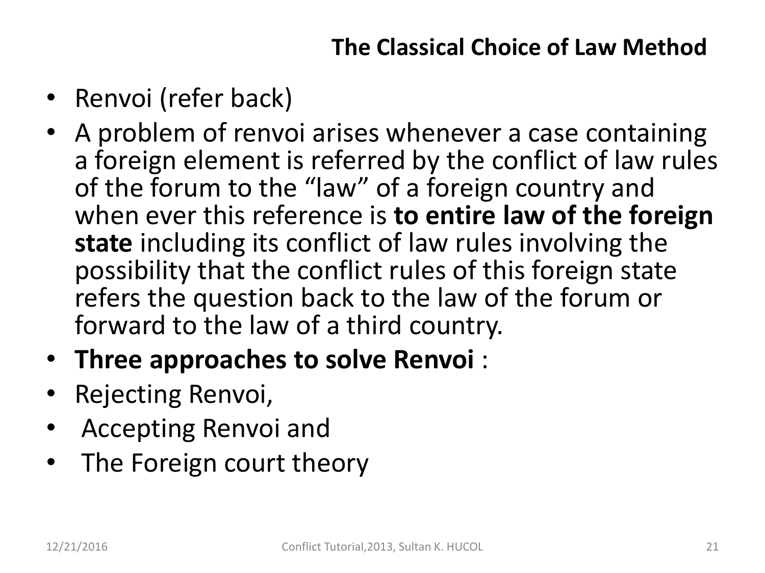## The Classical Choice of Law Method

- Renvoi (refer back)
- A problem of renvoi arises whenever a case containing a foreign element is referred by the conflict of law rules of the forum to the "law" of a foreign country and when ever this reference is **to entire law of the foreign state** including its conflict of law rules involving the possibility that the conflict rules of this foreign state refers the question back to the law of the forum or forward to the law of a third country.
- **Three approaches to solve Renvoi** :
- Rejecting Renvoi,
- Accepting Renvoi and
- The Foreign court theory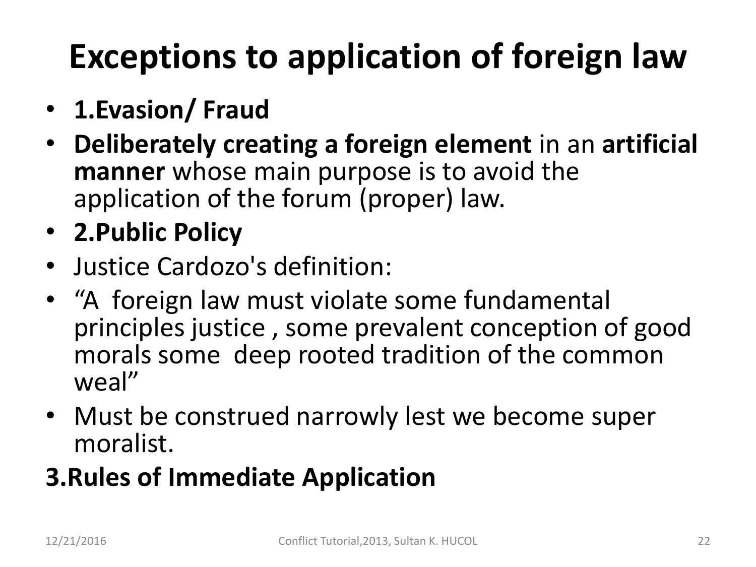# Exceptions to application of foreign law

- **1.Evasion/ Fraud**
- **Deliberately creating a foreign element** in an **artificial manner** whose main purpose is to avoid the application of the forum (proper) law.
- **2.Public Policy**
- Justice Cardozo's definition:
- "A foreign law must violate some fundamental principles justice , some prevalent conception of good morals some deep rooted tradition of the common weal"
- Must be construed narrowly lest we become super moralist.

**3.Rules of Immediate Application**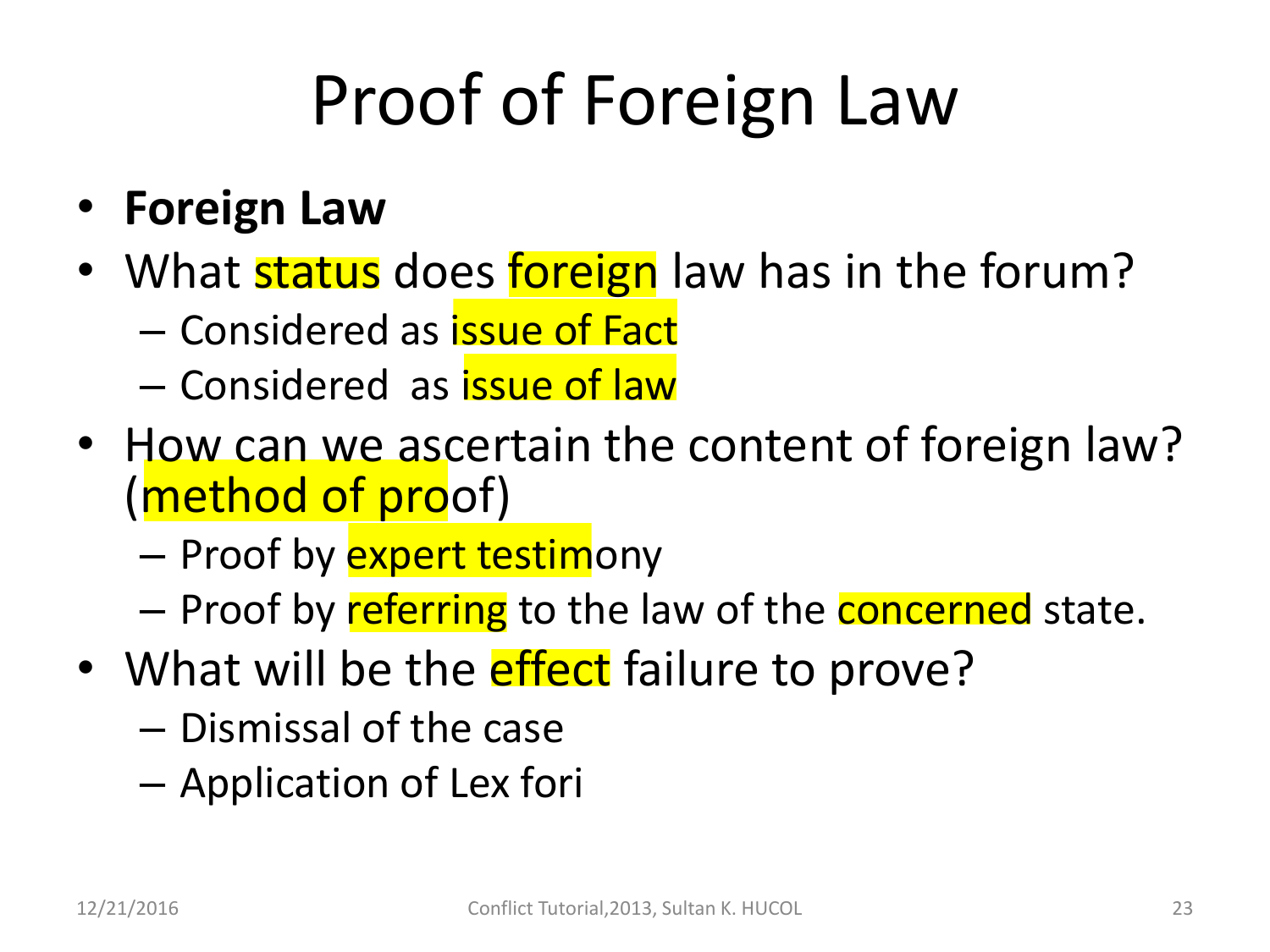# Proof of Foreign Law

- **Foreign Law**
- What status does foreign law has in the forum?
  - Considered as issue of Fact
  - Considered as issue of law
- How can we ascertain the content of foreign law? (method of proof)
  - Proof by expert testimony
  - Proof by referring to the law of the concerned state.
- What will be the effect failure to prove?
  - Dismissal of the case
  - Application of Lex fori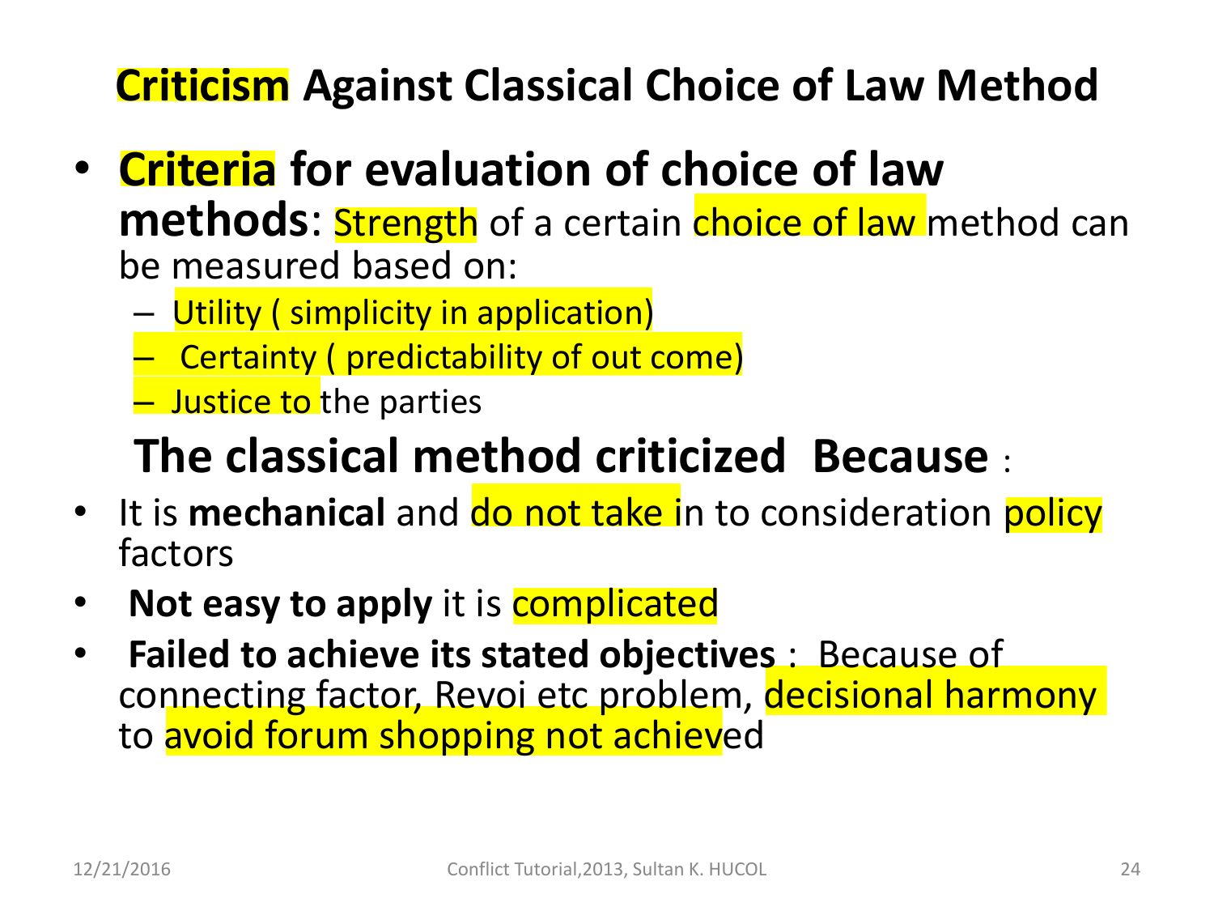# Criticism Against Classical Choice of Law Method

- **Criteria for evaluation of choice of law methods**: Strength of a certain choice of law method can be measured based on:
  - Utility ( simplicity in application)
  - Certainty ( predictability of out come)
  - Justice to the parties

## The classical method criticized Because :

- It is **mechanical** and do not take in to consideration policy factors
- **Not easy to apply** it is complicated
- **Failed to achieve its stated objectives** : Because of connecting factor, Revoi etc problem, decisional harmony to avoid forum shopping not achieved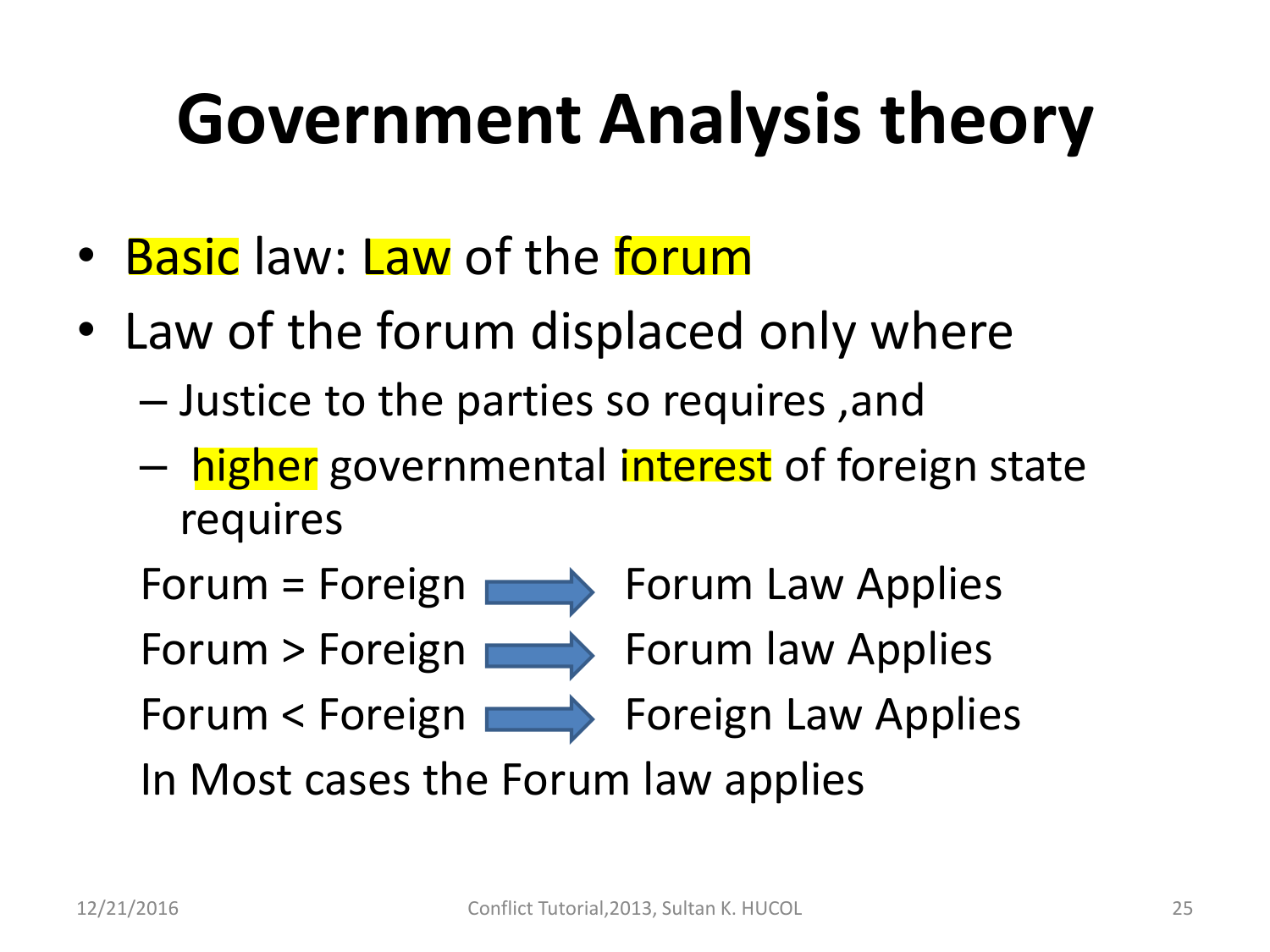# Government Analysis theory

- Basic law: Law of the forum
- Law of the forum displaced only where
  - Justice to the parties so requires ,and
  - higher governmental interest of foreign state requires

Forum = Foreign → Forum Law Applies

Forum > Foreign → Forum law Applies

Forum < Foreign → Foreign Law Applies

In Most cases the Forum law applies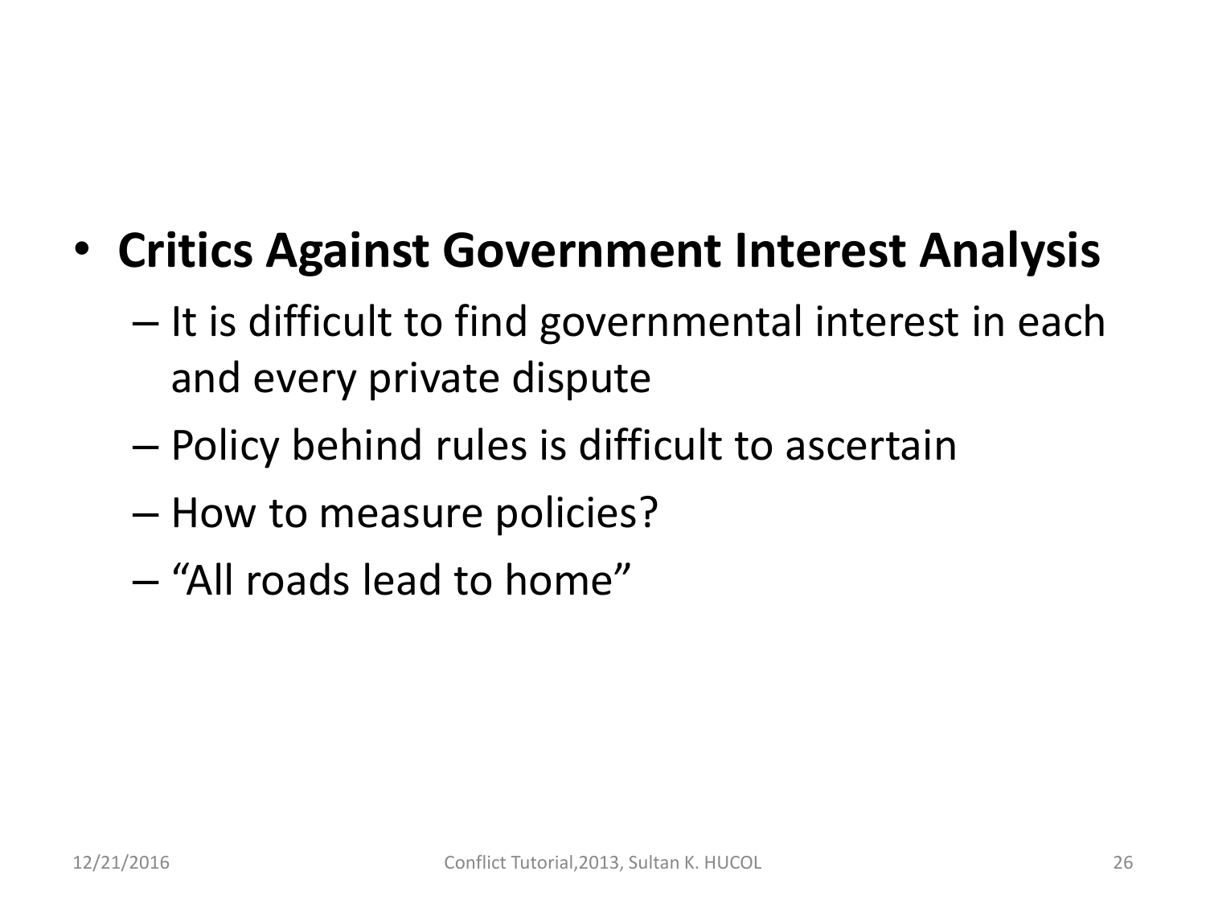- **Critics Against Government Interest Analysis**
  - It is difficult to find governmental interest in each and every private dispute
  - Policy behind rules is difficult to ascertain
  - How to measure policies?
  - "All roads lead to home"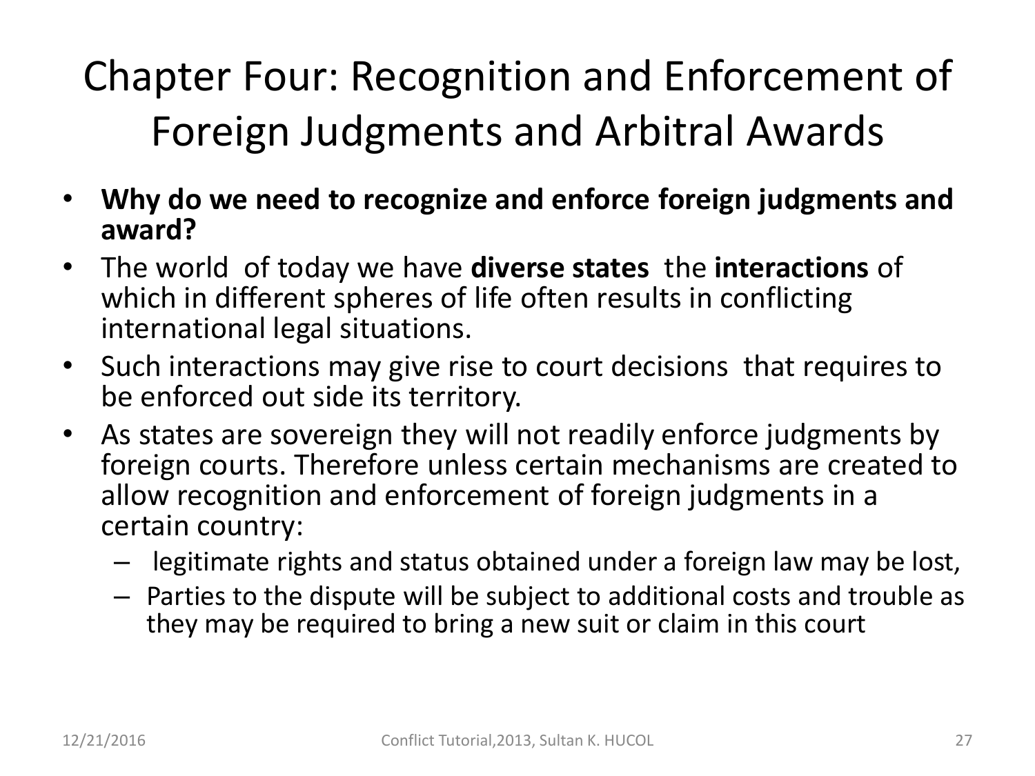# Chapter Four: Recognition and Enforcement of Foreign Judgments and Arbitral Awards

- **Why do we need to recognize and enforce foreign judgments and award?**
- The world of today we have **diverse states** the **interactions** of which in different spheres of life often results in conflicting international legal situations.
- Such interactions may give rise to court decisions that requires to be enforced out side its territory.
- As states are sovereign they will not readily enforce judgments by foreign courts. Therefore unless certain mechanisms are created to allow recognition and enforcement of foreign judgments in a certain country:
  - legitimate rights and status obtained under a foreign law may be lost,
  - Parties to the dispute will be subject to additional costs and trouble as they may be required to bring a new suit or claim in this court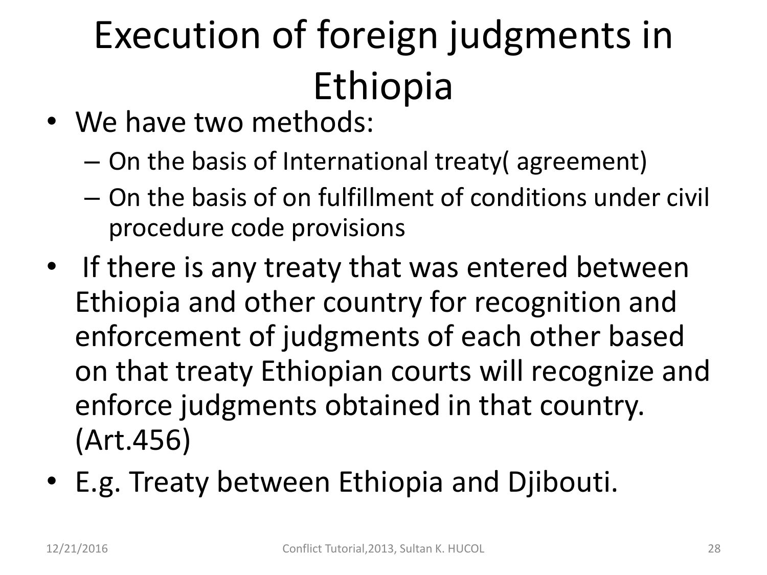# Execution of foreign judgments in Ethiopia

- We have two methods:
  - On the basis of International treaty( agreement)
  - On the basis of on fulfillment of conditions under civil procedure code provisions
- If there is any treaty that was entered between Ethiopia and other country for recognition and enforcement of judgments of each other based on that treaty Ethiopian courts will recognize and enforce judgments obtained in that country. (Art.456)
- E.g. Treaty between Ethiopia and Djibouti.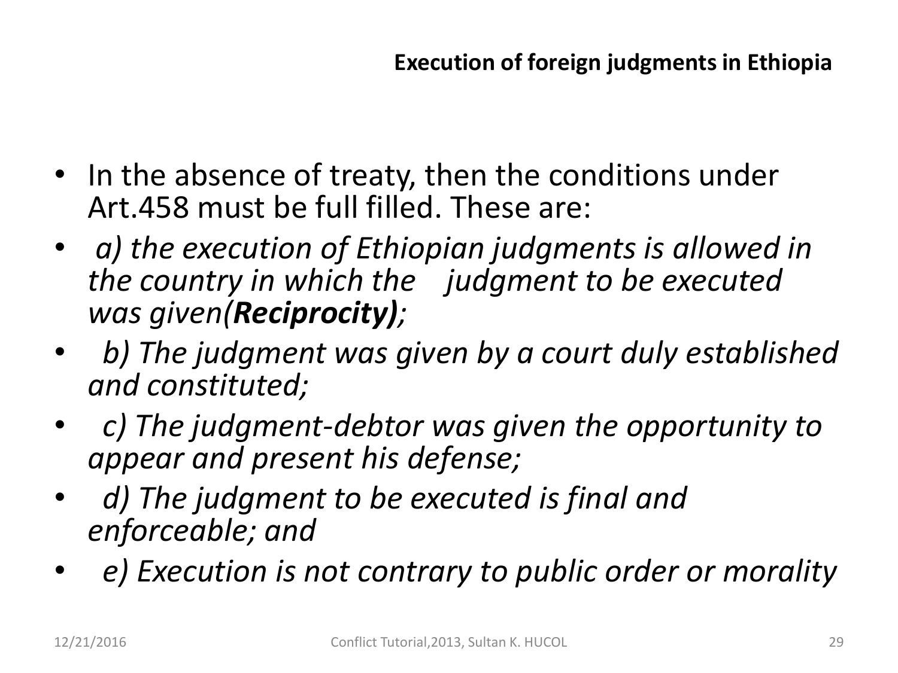## Execution of foreign judgments in Ethiopia

- In the absence of treaty, then the conditions under Art.458 must be full filled. These are:
- *a) the execution of Ethiopian judgments is allowed in the country in which the judgment to be executed was given(**Reciprocity)**;*
- *b) The judgment was given by a court duly established and constituted;*
- *c) The judgment-debtor was given the opportunity to appear and present his defense;*
- *d) The judgment to be executed is final and enforceable; and*
- *e) Execution is not contrary to public order or morality*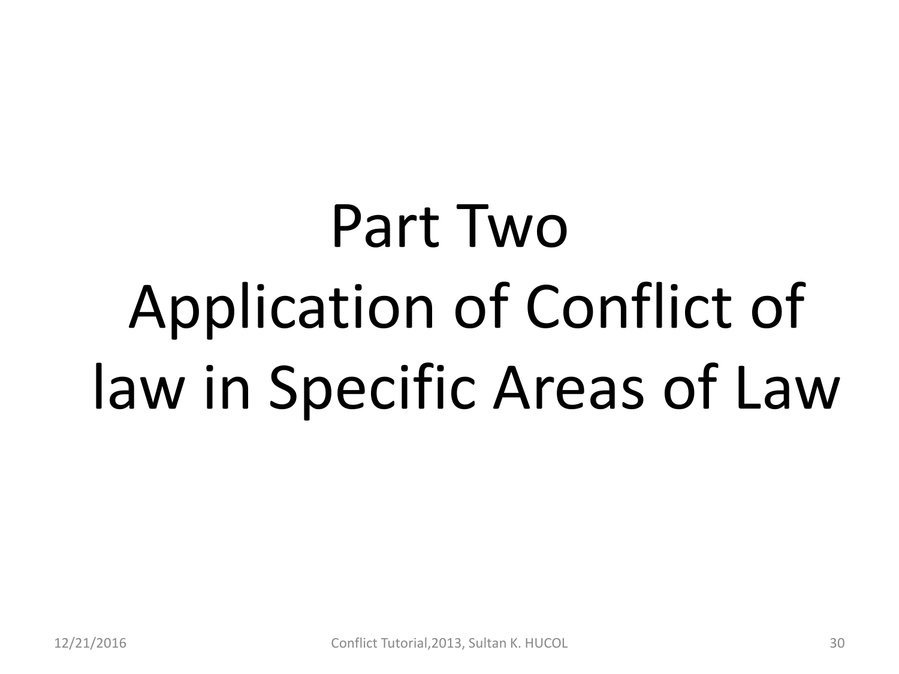# Part Two
# Application of Conflict of law in Specific Areas of Law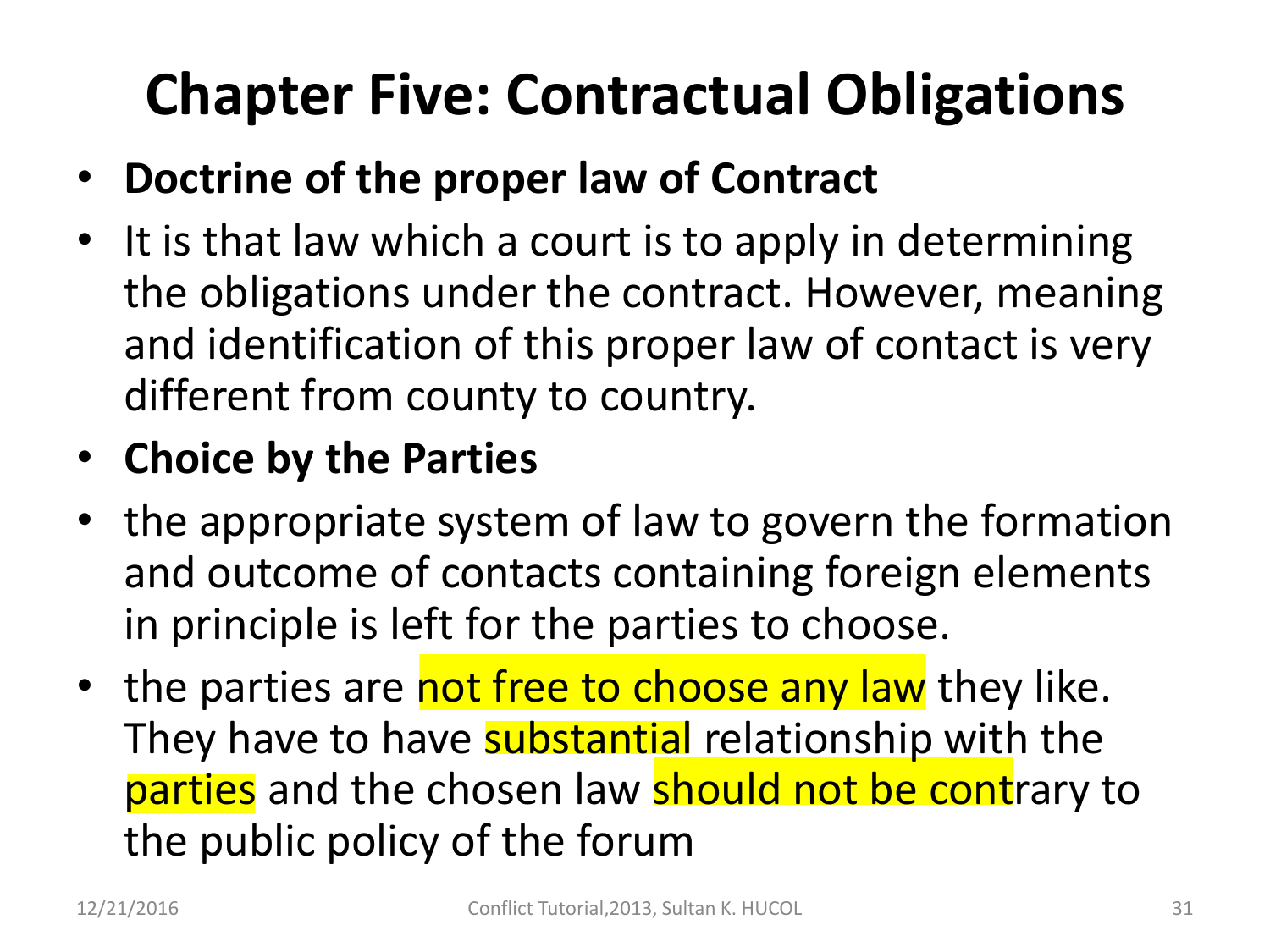# Chapter Five: Contractual Obligations

- **Doctrine of the proper law of Contract**
- It is that law which a court is to apply in determining the obligations under the contract. However, meaning and identification of this proper law of contact is very different from county to country.
- **Choice by the Parties**
- the appropriate system of law to govern the formation and outcome of contacts containing foreign elements in principle is left for the parties to choose.
- the parties are not free to choose any law they like. They have to have substantial relationship with the parties and the chosen law should not be contrary to the public policy of the forum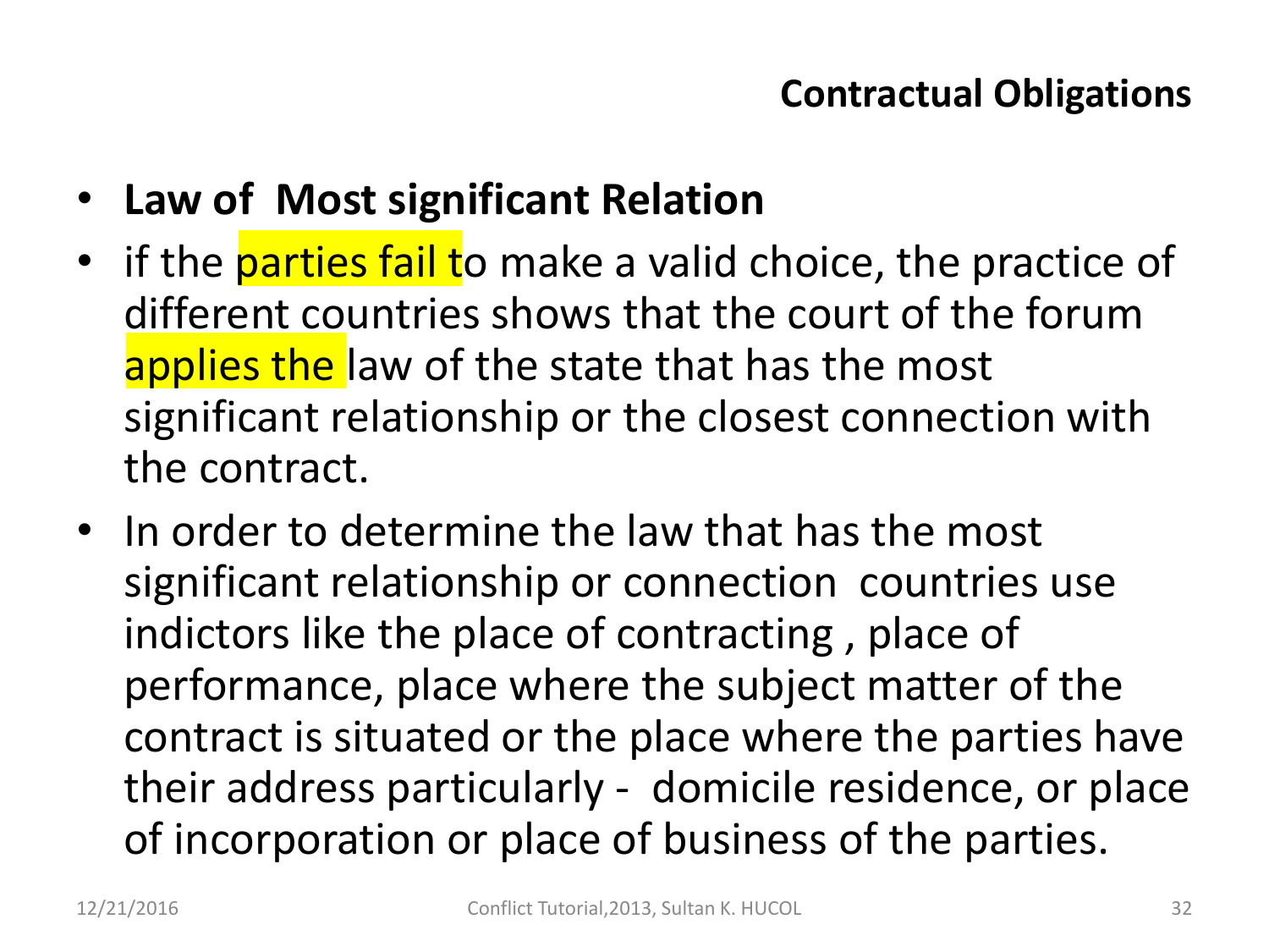## Contractual Obligations

- **Law of Most significant Relation**
- if the parties fail to make a valid choice, the practice of different countries shows that the court of the forum applies the law of the state that has the most significant relationship or the closest connection with the contract.
- In order to determine the law that has the most significant relationship or connection countries use indictors like the place of contracting , place of performance, place where the subject matter of the contract is situated or the place where the parties have their address particularly - domicile residence, or place of incorporation or place of business of the parties.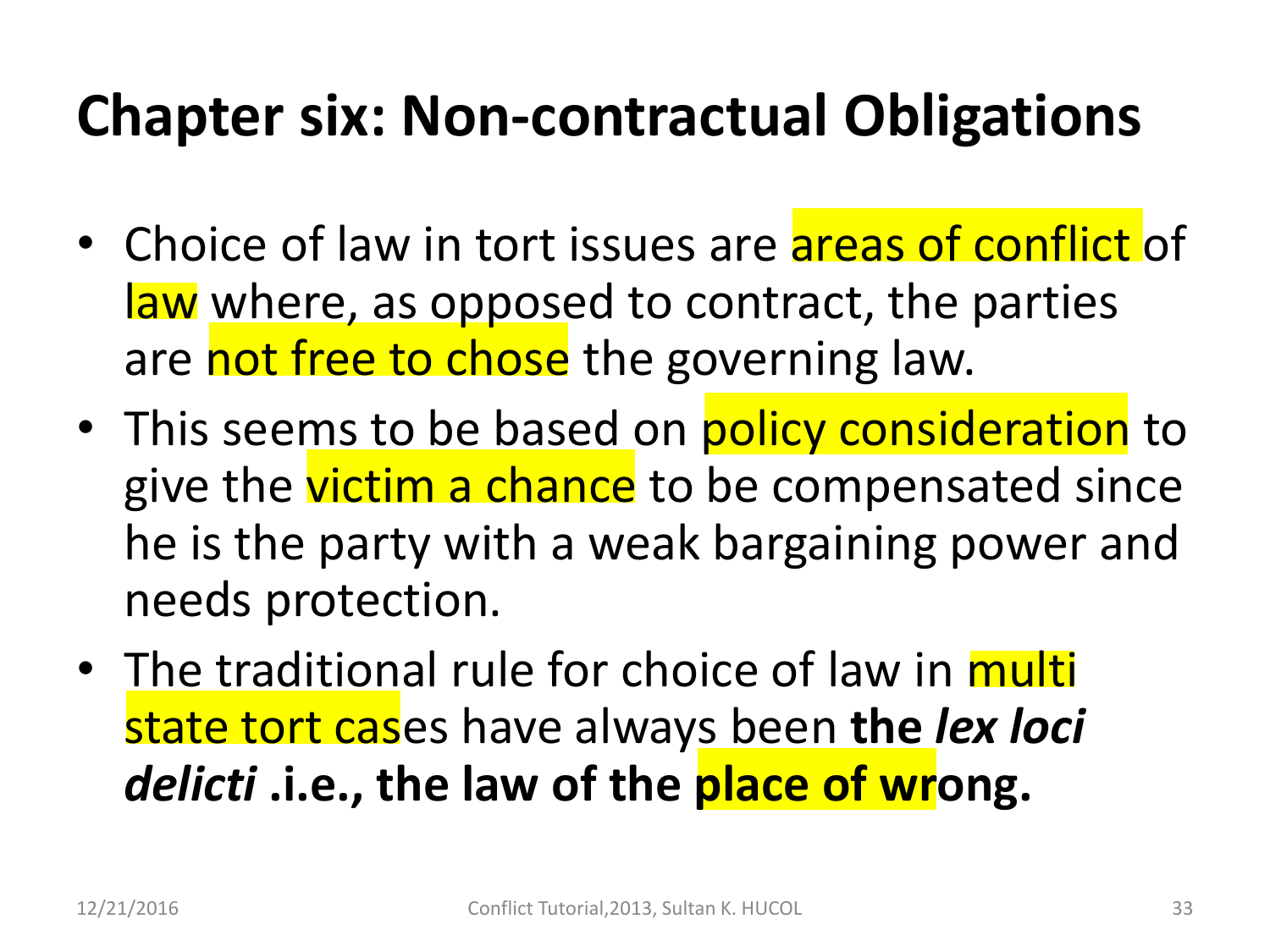# Chapter six: Non-contractual Obligations

- Choice of law in tort issues are areas of conflict of law where, as opposed to contract, the parties are not free to chose the governing law.
- This seems to be based on policy consideration to give the victim a chance to be compensated since he is the party with a weak bargaining power and needs protection.
- The traditional rule for choice of law in multi state tort cases have always been **the *lex loci delicti* .i.e., the law of the place of wrong.**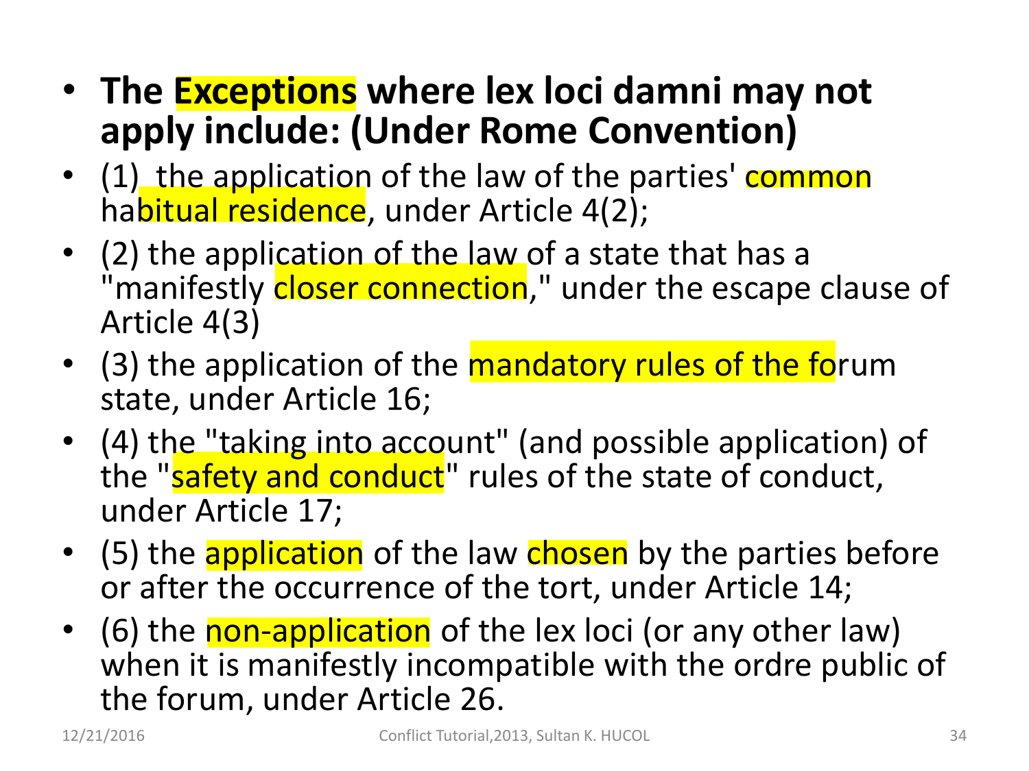- **The Exceptions where lex loci damni may not apply include: (Under Rome Convention)**
- (1) the application of the law of the parties' common habitual residence, under Article 4(2);
- (2) the application of the law of a state that has a "manifestly closer connection," under the escape clause of Article 4(3)
- (3) the application of the mandatory rules of the forum state, under Article 16;
- (4) the "taking into account" (and possible application) of the "safety and conduct" rules of the state of conduct, under Article 17;
- (5) the application of the law chosen by the parties before or after the occurrence of the tort, under Article 14;
- (6) the non-application of the lex loci (or any other law) when it is manifestly incompatible with the ordre public of the forum, under Article 26.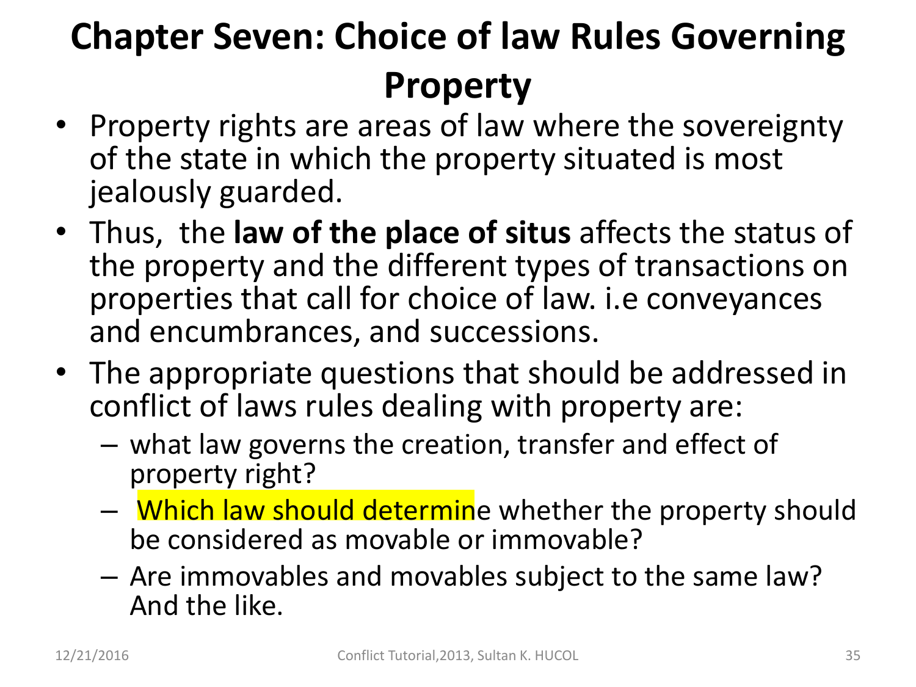# Chapter Seven: Choice of law Rules Governing Property

- Property rights are areas of law where the sovereignty of the state in which the property situated is most jealously guarded.
- Thus, the **law of the place of situs** affects the status of the property and the different types of transactions on properties that call for choice of law. i.e conveyances and encumbrances, and successions.
- The appropriate questions that should be addressed in conflict of laws rules dealing with property are:
  - what law governs the creation, transfer and effect of property right?
  - Which law should determine whether the property should be considered as movable or immovable?
  - Are immovables and movables subject to the same law? And the like.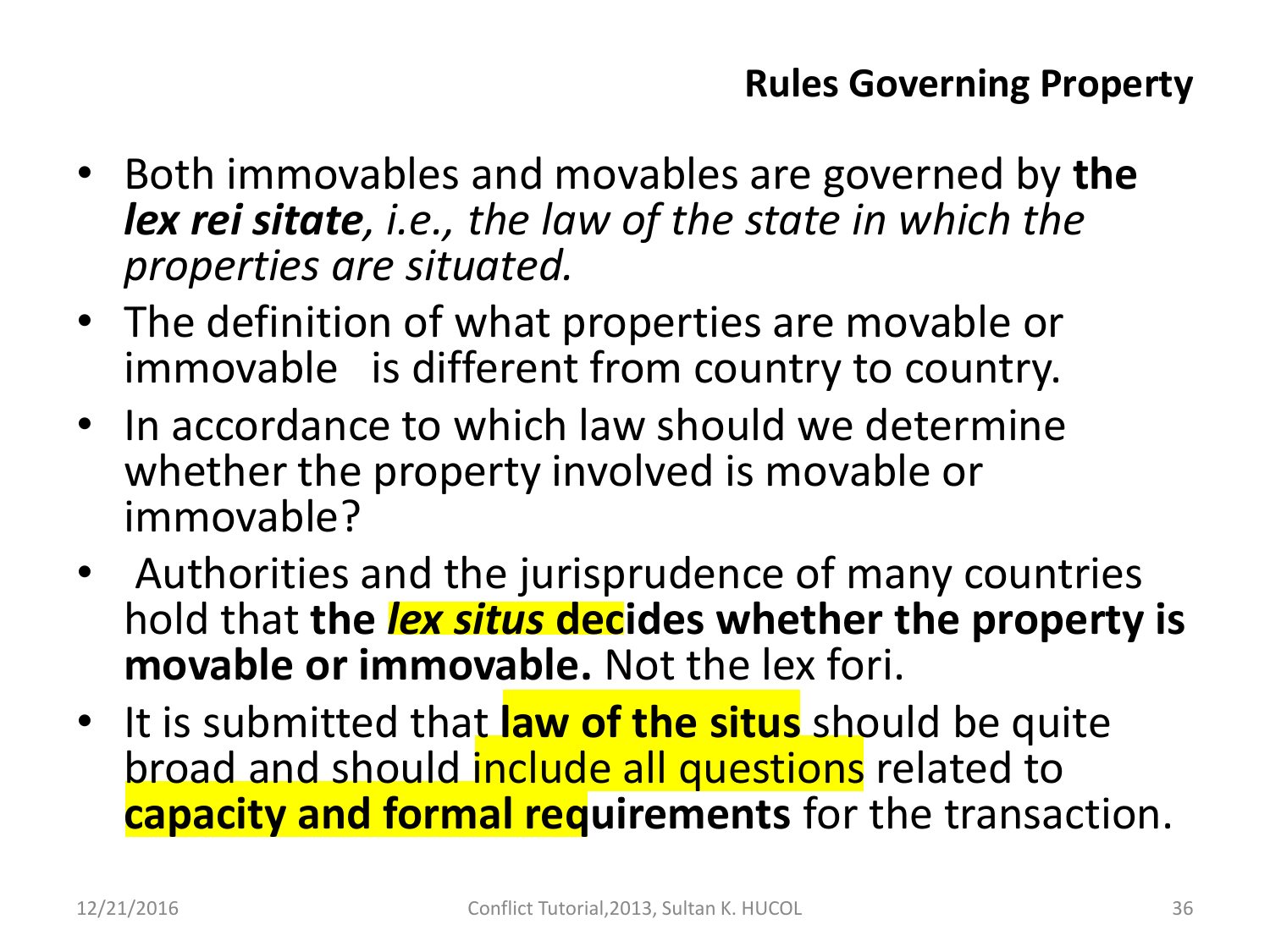## Rules Governing Property

- Both immovables and movables are governed by ***the lex rei sitate****, i.e., the law of the state in which the properties are situated.*
- The definition of what properties are movable or immovable is different from country to country.
- In accordance to which law should we determine whether the property involved is movable or immovable?
- Authorities and the jurisprudence of many countries hold that **the *lex situs* decides whether the property is movable or immovable.** Not the lex fori.
- It is submitted that **law of the situs** should be quite broad and should include all questions related to **capacity and formal requirements** for the transaction.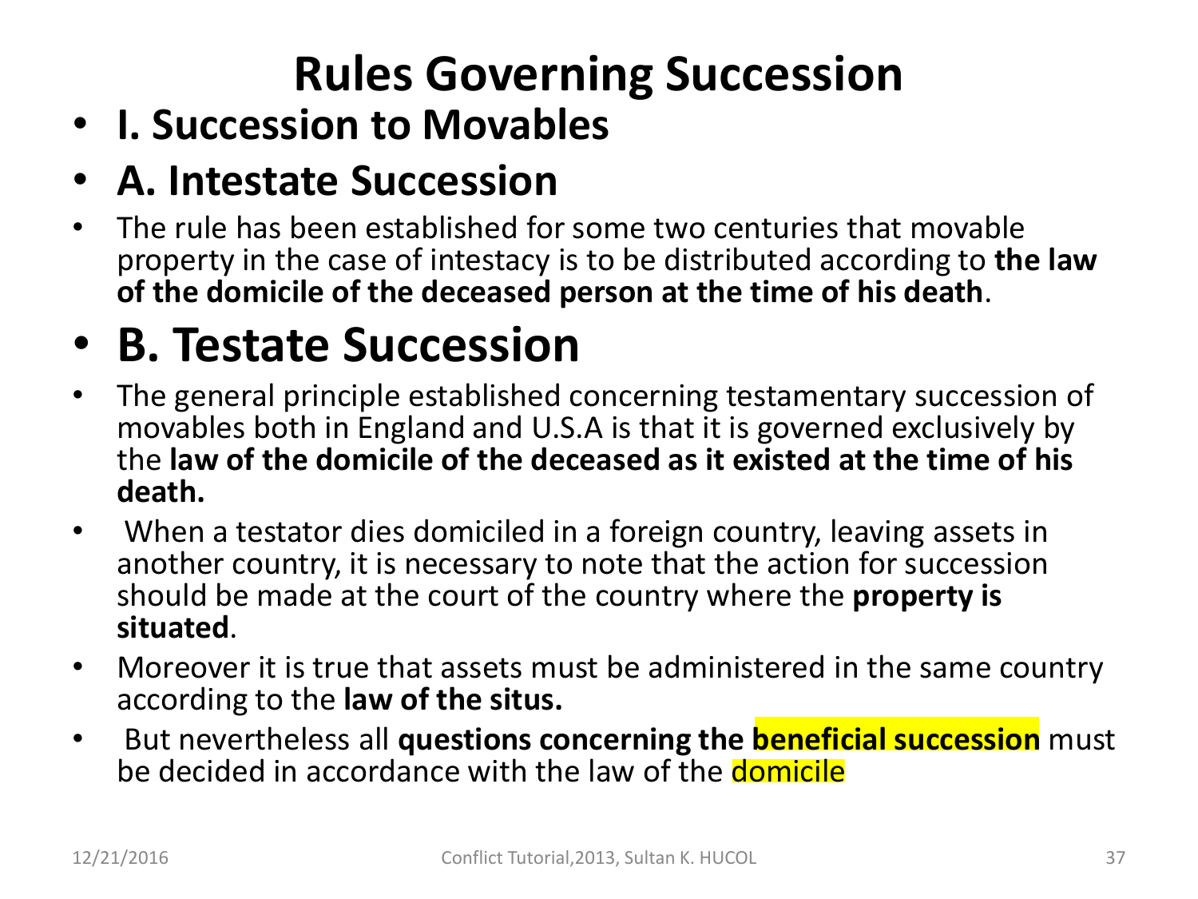# Rules Governing Succession

- **I. Succession to Movables**
- **A. Intestate Succession**
- The rule has been established for some two centuries that movable property in the case of intestacy is to be distributed according to **the law of the domicile of the deceased person at the time of his death**.

- **B. Testate Succession**
- The general principle established concerning testamentary succession of movables both in England and U.S.A is that it is governed exclusively by the **law of the domicile of the deceased as it existed at the time of his death.**
- When a testator dies domiciled in a foreign country, leaving assets in another country, it is necessary to note that the action for succession should be made at the court of the country where the **property is situated**.
- Moreover it is true that assets must be administered in the same country according to the **law of the situs.**
- But nevertheless all **questions concerning the beneficial succession** must be decided in accordance with the law of the domicile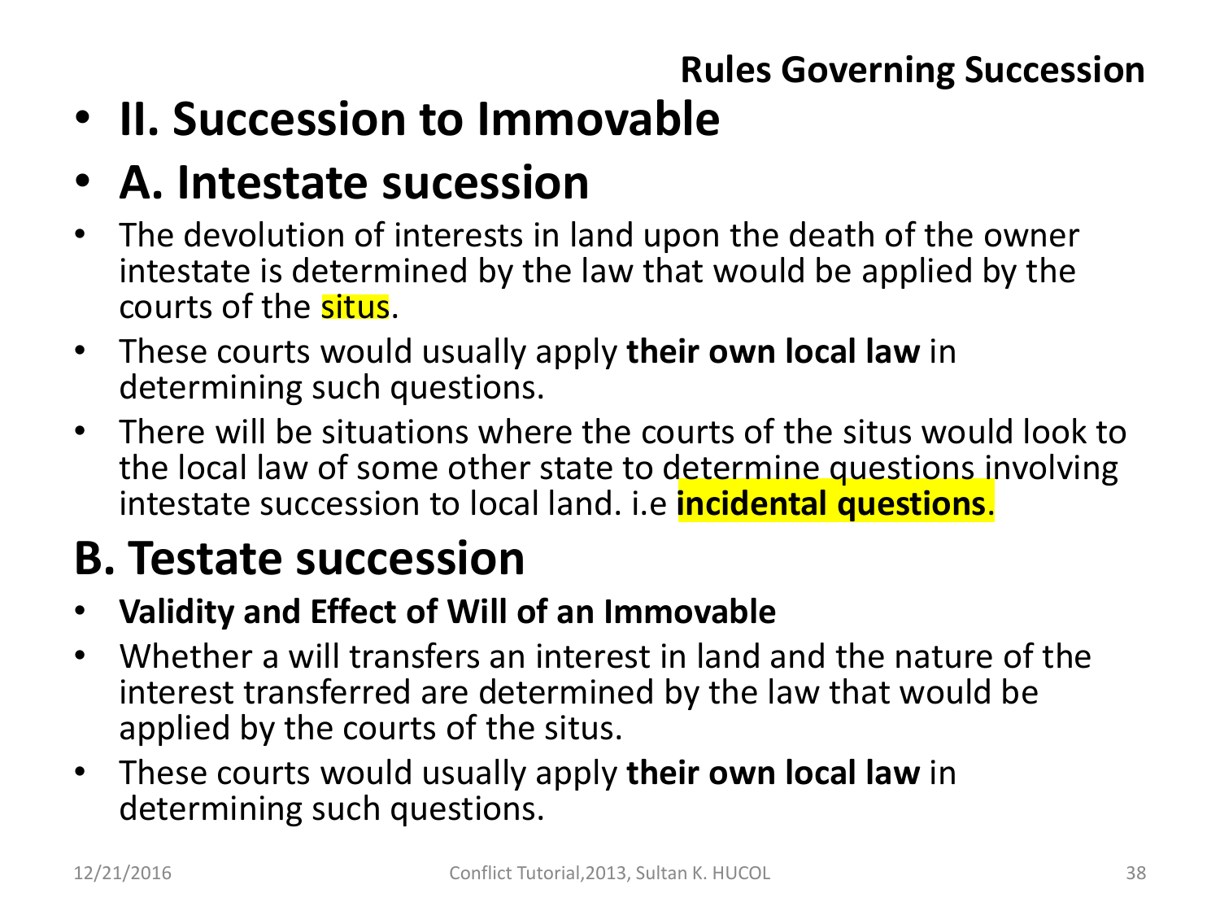**Rules Governing Succession**

- **II. Succession to Immovable**
- **A. Intestate sucession**
- The devolution of interests in land upon the death of the owner intestate is determined by the law that would be applied by the courts of the situs.
- These courts would usually apply **their own local law** in determining such questions.
- There will be situations where the courts of the situs would look to the local law of some other state to determine questions involving intestate succession to local land. i.e **incidental questions**.

## B. Testate succession

- **Validity and Effect of Will of an Immovable**
- Whether a will transfers an interest in land and the nature of the interest transferred are determined by the law that would be applied by the courts of the situs.
- These courts would usually apply **their own local law** in determining such questions.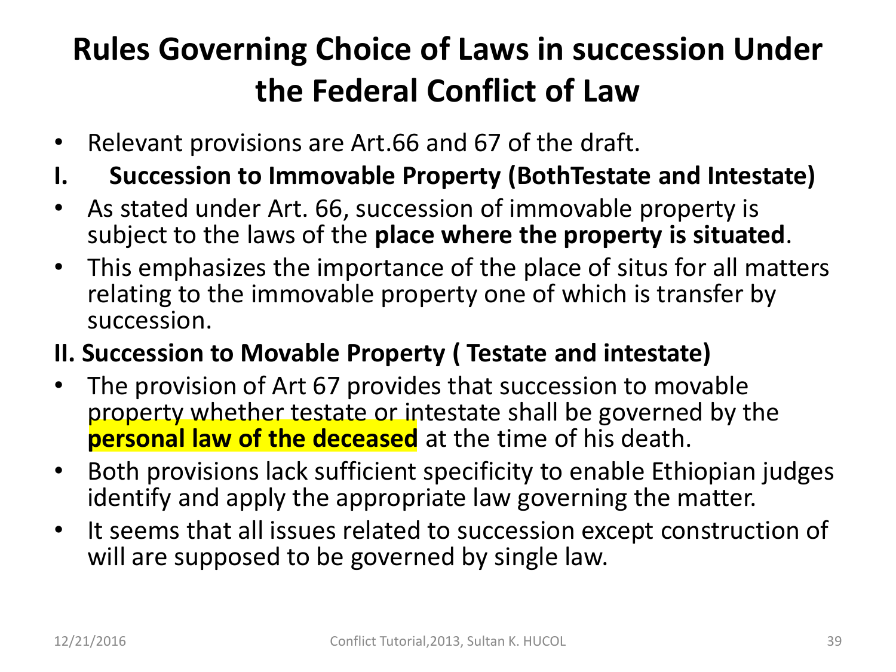# Rules Governing Choice of Laws in succession Under the Federal Conflict of Law

- Relevant provisions are Art.66 and 67 of the draft.

**I. Succession to Immovable Property (BothTestate and Intestate)**

- As stated under Art. 66, succession of immovable property is subject to the laws of the **place where the property is situated**.
- This emphasizes the importance of the place of situs for all matters relating to the immovable property one of which is transfer by succession.

**II. Succession to Movable Property ( Testate and intestate)**

- The provision of Art 67 provides that succession to movable property whether testate or intestate shall be governed by the **personal law of the deceased** at the time of his death.
- Both provisions lack sufficient specificity to enable Ethiopian judges identify and apply the appropriate law governing the matter.
- It seems that all issues related to succession except construction of will are supposed to be governed by single law.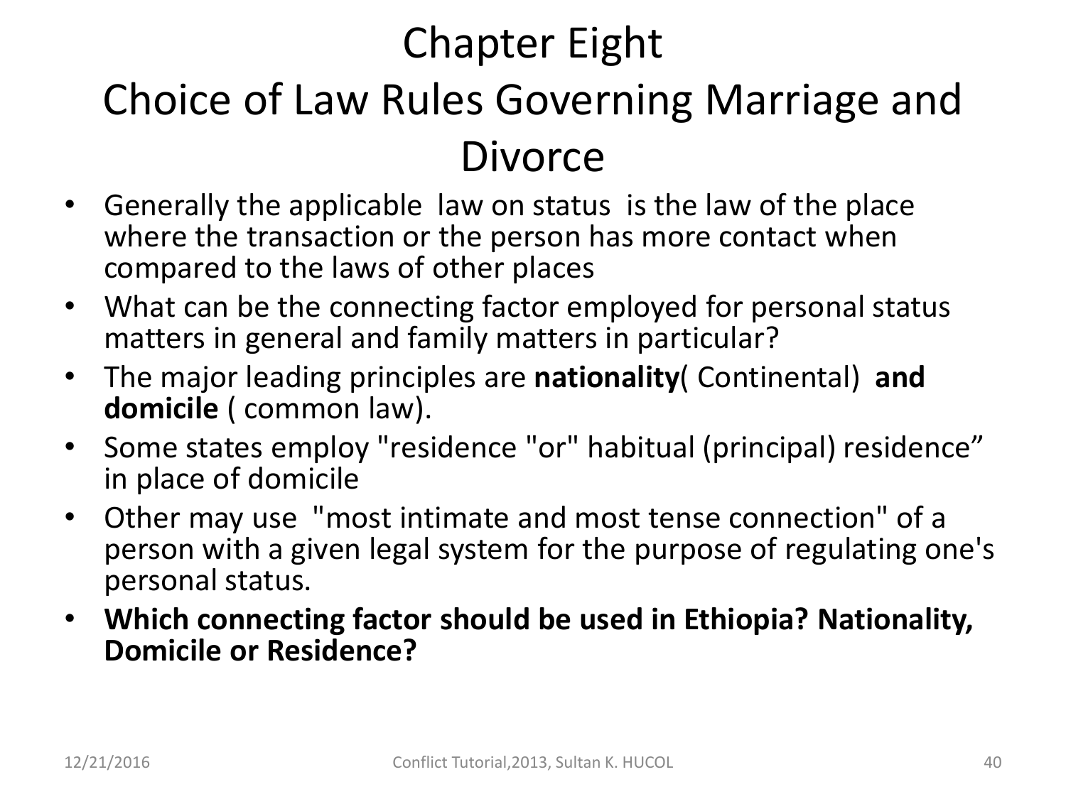# Chapter Eight

# Choice of Law Rules Governing Marriage and Divorce

- Generally the applicable law on status is the law of the place where the transaction or the person has more contact when compared to the laws of other places
- What can be the connecting factor employed for personal status matters in general and family matters in particular?
- The major leading principles are **nationality**( Continental) **and domicile** ( common law).
- Some states employ "residence "or" habitual (principal) residence" in place of domicile
- Other may use "most intimate and most tense connection" of a person with a given legal system for the purpose of regulating one's personal status.
- **Which connecting factor should be used in Ethiopia? Nationality, Domicile or Residence?**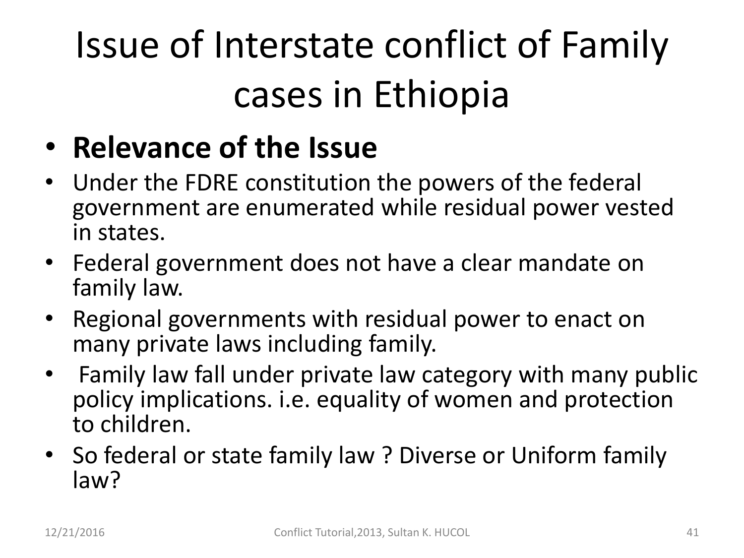# Issue of Interstate conflict of Family cases in Ethiopia

- **Relevance of the Issue**
- Under the FDRE constitution the powers of the federal government are enumerated while residual power vested in states.
- Federal government does not have a clear mandate on family law.
- Regional governments with residual power to enact on many private laws including family.
- Family law fall under private law category with many public policy implications. i.e. equality of women and protection to children.
- So federal or state family law ? Diverse or Uniform family law?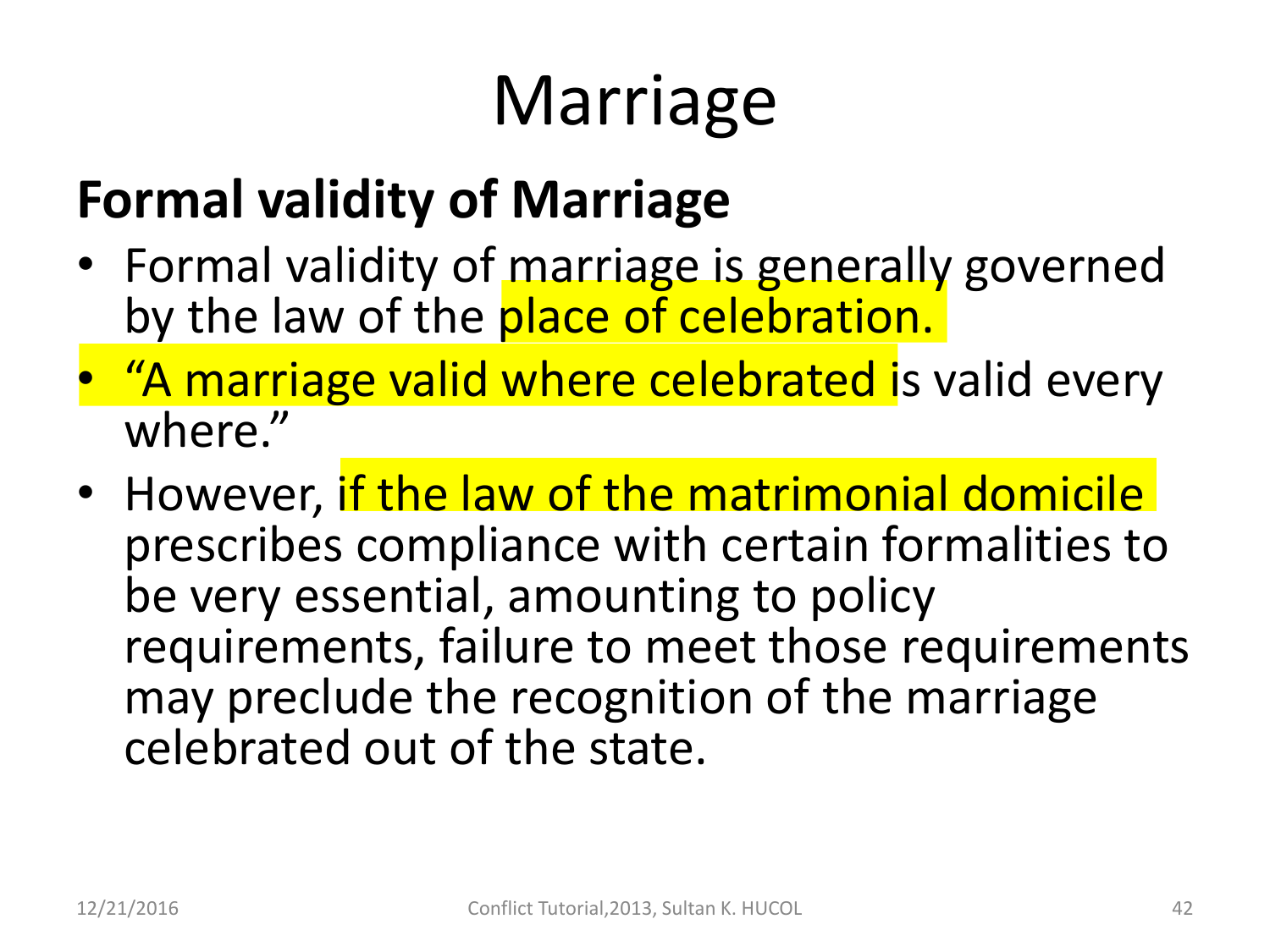# Marriage

## Formal validity of Marriage

- Formal validity of marriage is generally governed by the law of the place of celebration.
- "A marriage valid where celebrated is valid every where."
- However, if the law of the matrimonial domicile prescribes compliance with certain formalities to be very essential, amounting to policy requirements, failure to meet those requirements may preclude the recognition of the marriage celebrated out of the state.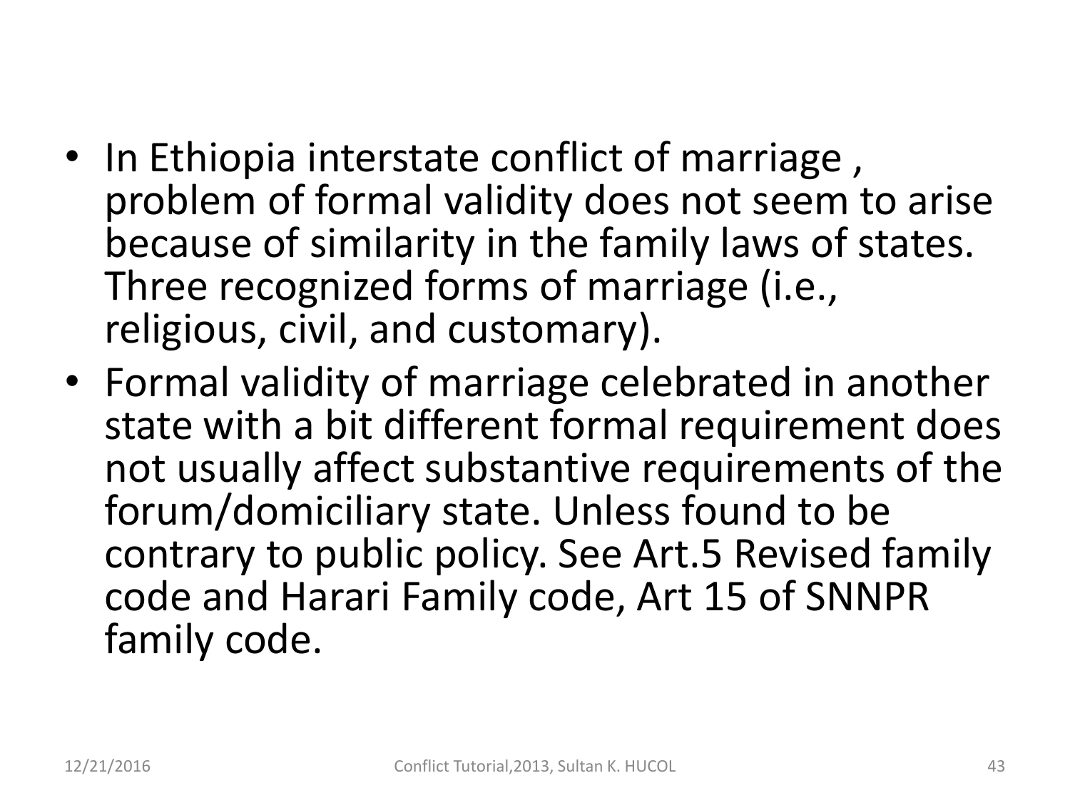- In Ethiopia interstate conflict of marriage , problem of formal validity does not seem to arise because of similarity in the family laws of states. Three recognized forms of marriage (i.e., religious, civil, and customary).
- Formal validity of marriage celebrated in another state with a bit different formal requirement does not usually affect substantive requirements of the forum/domiciliary state. Unless found to be contrary to public policy. See Art.5 Revised family code and Harari Family code, Art 15 of SNNPR family code.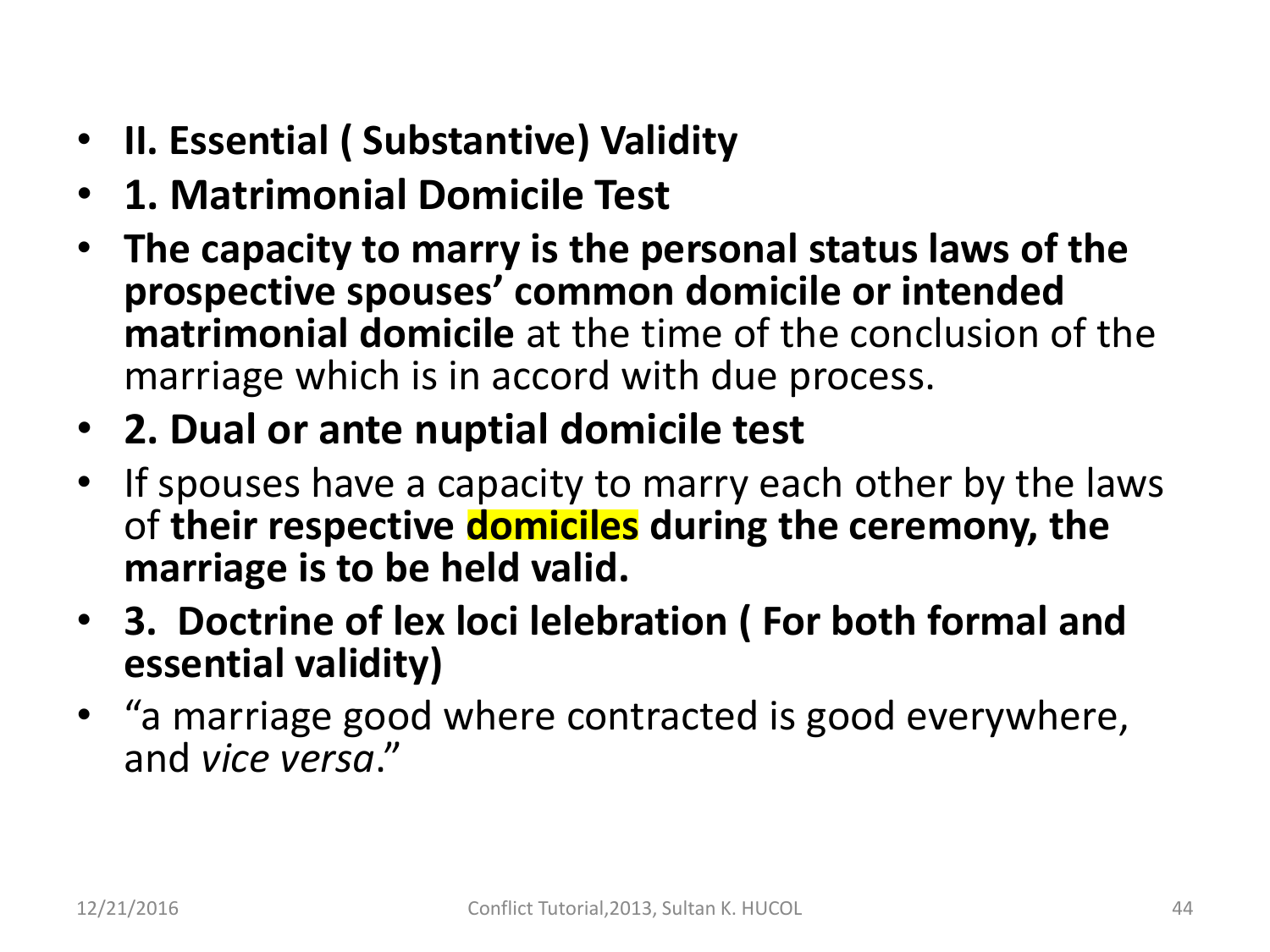- **II. Essential ( Substantive) Validity**
- **1. Matrimonial Domicile Test**
- **The capacity to marry is the personal status laws of the prospective spouses' common domicile or intended matrimonial domicile** at the time of the conclusion of the marriage which is in accord with due process.
- **2. Dual or ante nuptial domicile test**
- If spouses have a capacity to marry each other by the laws of **their respective domiciles during the ceremony, the marriage is to be held valid.**
- **3. Doctrine of lex loci lelebration ( For both formal and essential validity)**
- "a marriage good where contracted is good everywhere, and *vice versa*."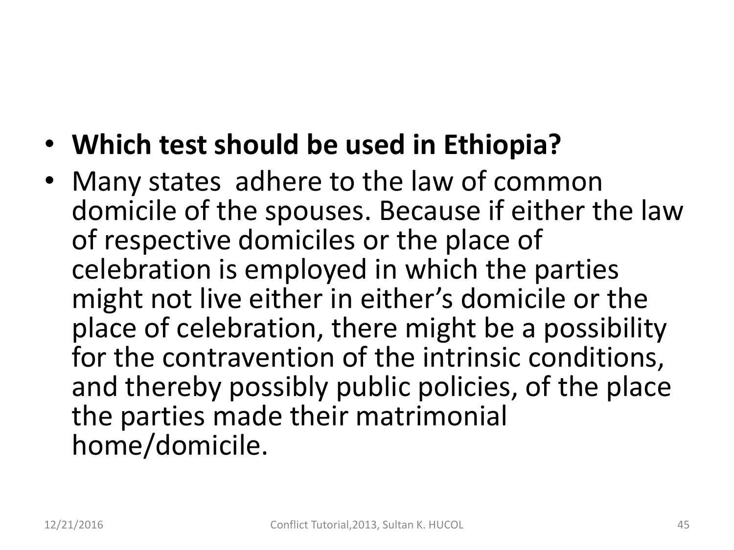- **Which test should be used in Ethiopia?**
- Many states adhere to the law of common domicile of the spouses. Because if either the law of respective domiciles or the place of celebration is employed in which the parties might not live either in either's domicile or the place of celebration, there might be a possibility for the contravention of the intrinsic conditions, and thereby possibly public policies, of the place the parties made their matrimonial home/domicile.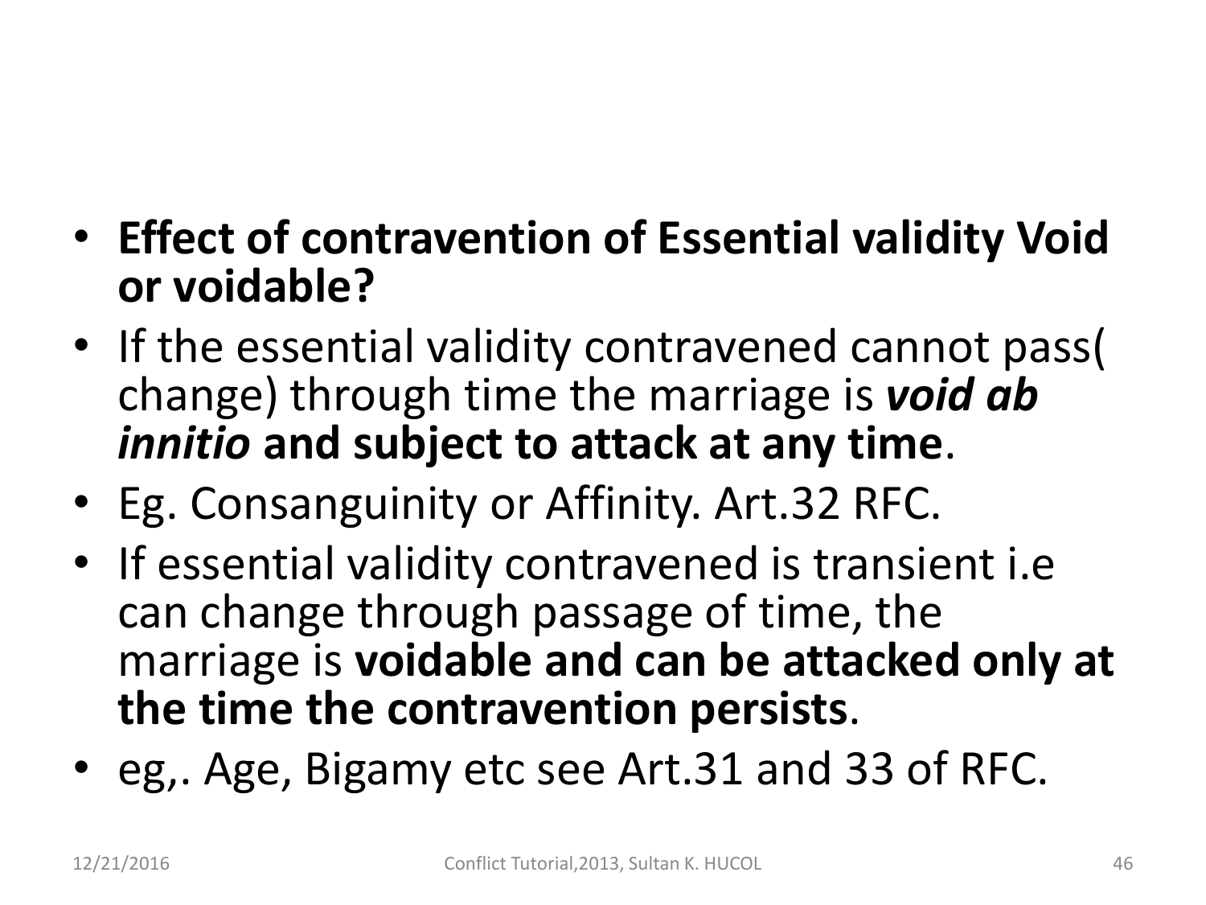- **Effect of contravention of Essential validity Void or voidable?**
- If the essential validity contravened cannot pass( change) through time the marriage is ***void ab innitio*** **and subject to attack at any time**.
- Eg. Consanguinity or Affinity. Art.32 RFC.
- If essential validity contravened is transient i.e can change through passage of time, the marriage is **voidable and can be attacked only at the time the contravention persists**.
- eg,. Age, Bigamy etc see Art.31 and 33 of RFC.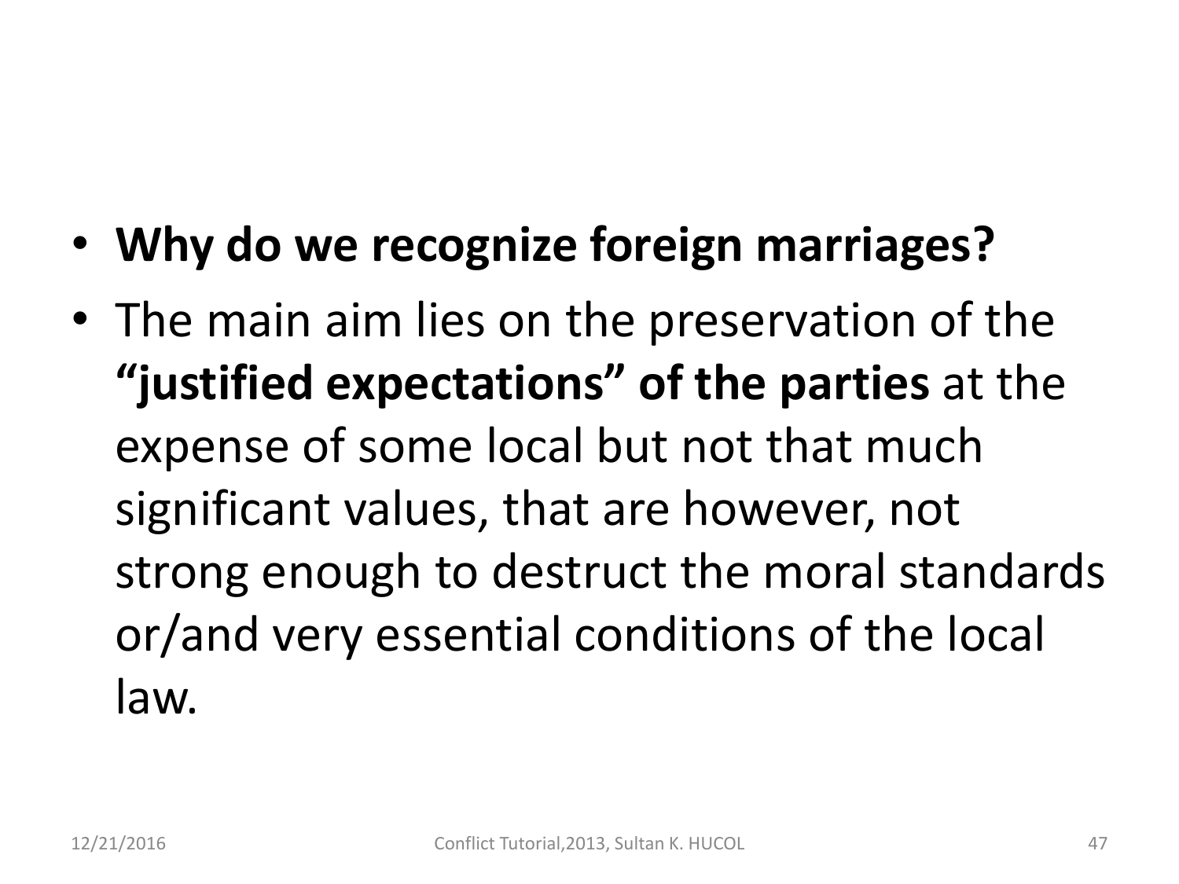- **Why do we recognize foreign marriages?**
- The main aim lies on the preservation of the **"justified expectations" of the parties** at the expense of some local but not that much significant values, that are however, not strong enough to destruct the moral standards or/and very essential conditions of the local law.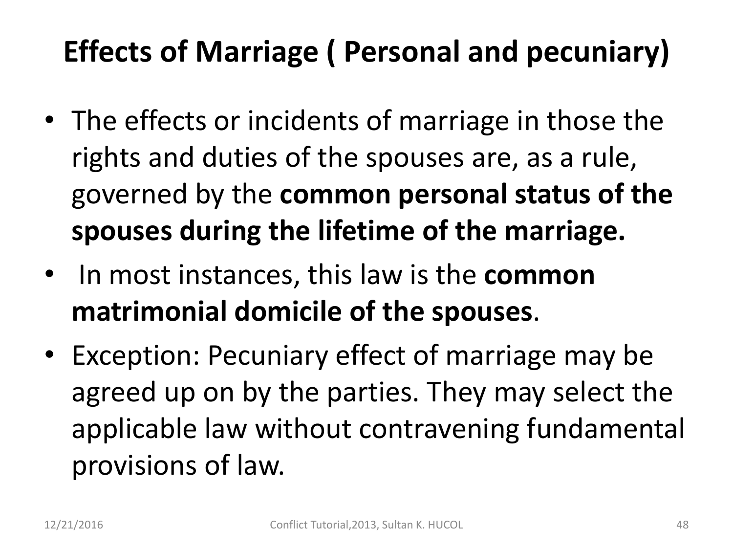# Effects of Marriage ( Personal and pecuniary)

- The effects or incidents of marriage in those the rights and duties of the spouses are, as a rule, governed by the **common personal status of the spouses during the lifetime of the marriage.**
- In most instances, this law is the **common matrimonial domicile of the spouses**.
- Exception: Pecuniary effect of marriage may be agreed up on by the parties. They may select the applicable law without contravening fundamental provisions of law.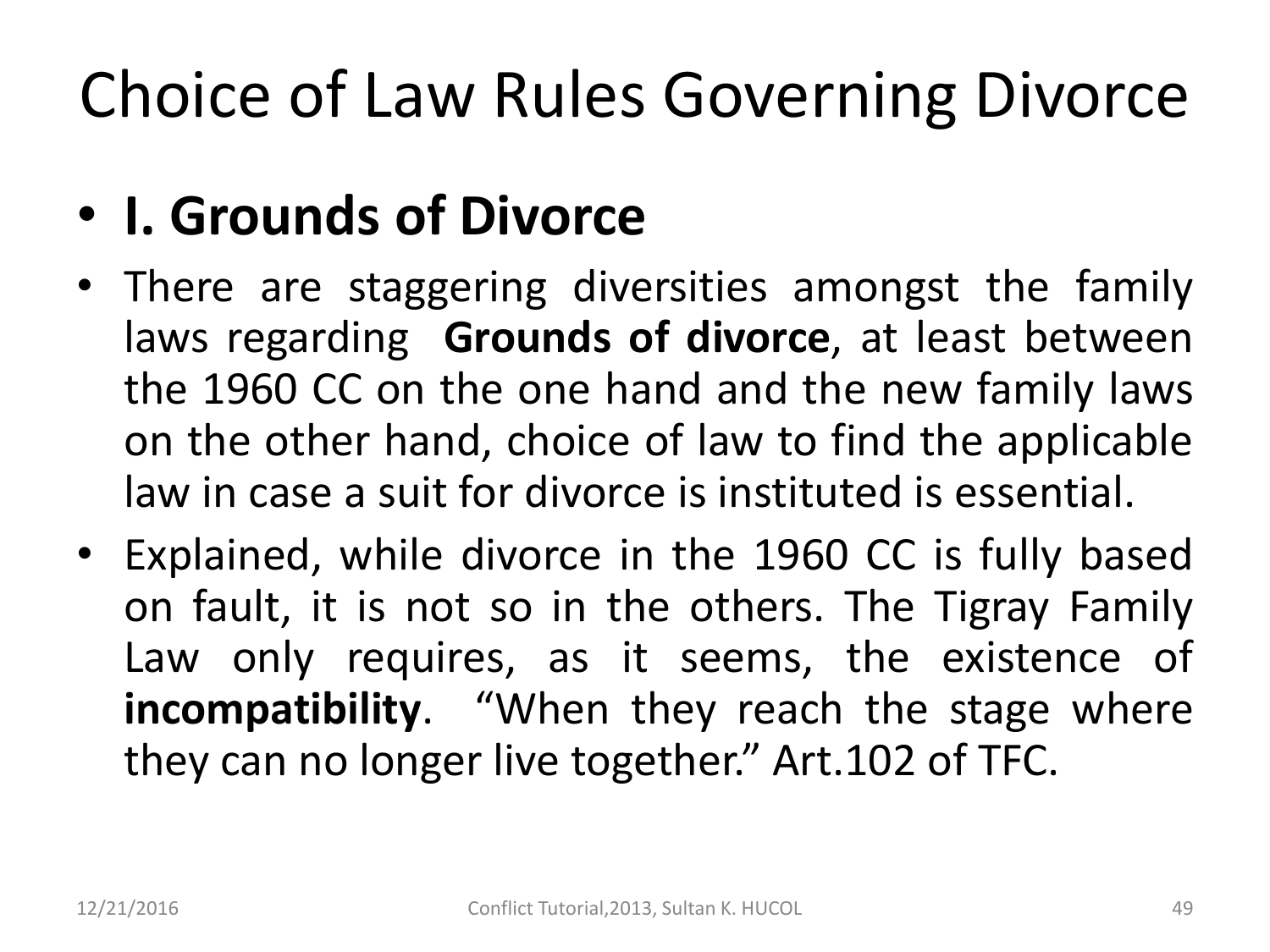# Choice of Law Rules Governing Divorce

- **I. Grounds of Divorce**
- There are staggering diversities amongst the family laws regarding **Grounds of divorce**, at least between the 1960 CC on the one hand and the new family laws on the other hand, choice of law to find the applicable law in case a suit for divorce is instituted is essential.
- Explained, while divorce in the 1960 CC is fully based on fault, it is not so in the others. The Tigray Family Law only requires, as it seems, the existence of **incompatibility**. "When they reach the stage where they can no longer live together." Art.102 of TFC.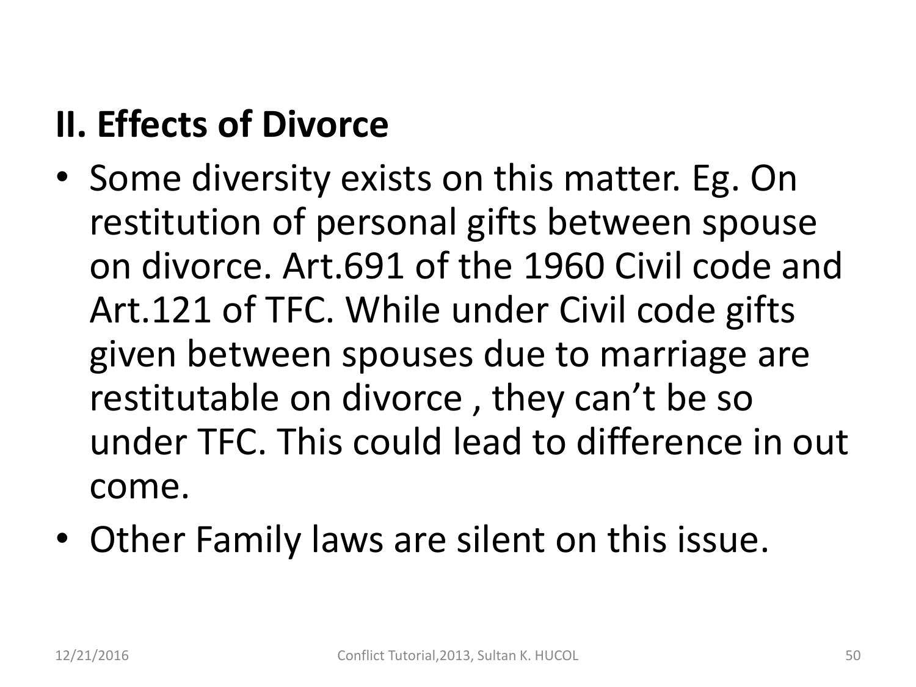## II. Effects of Divorce

- Some diversity exists on this matter. Eg. On restitution of personal gifts between spouse on divorce. Art.691 of the 1960 Civil code and Art.121 of TFC. While under Civil code gifts given between spouses due to marriage are restitutable on divorce , they can't be so under TFC. This could lead to difference in out come.
- Other Family laws are silent on this issue.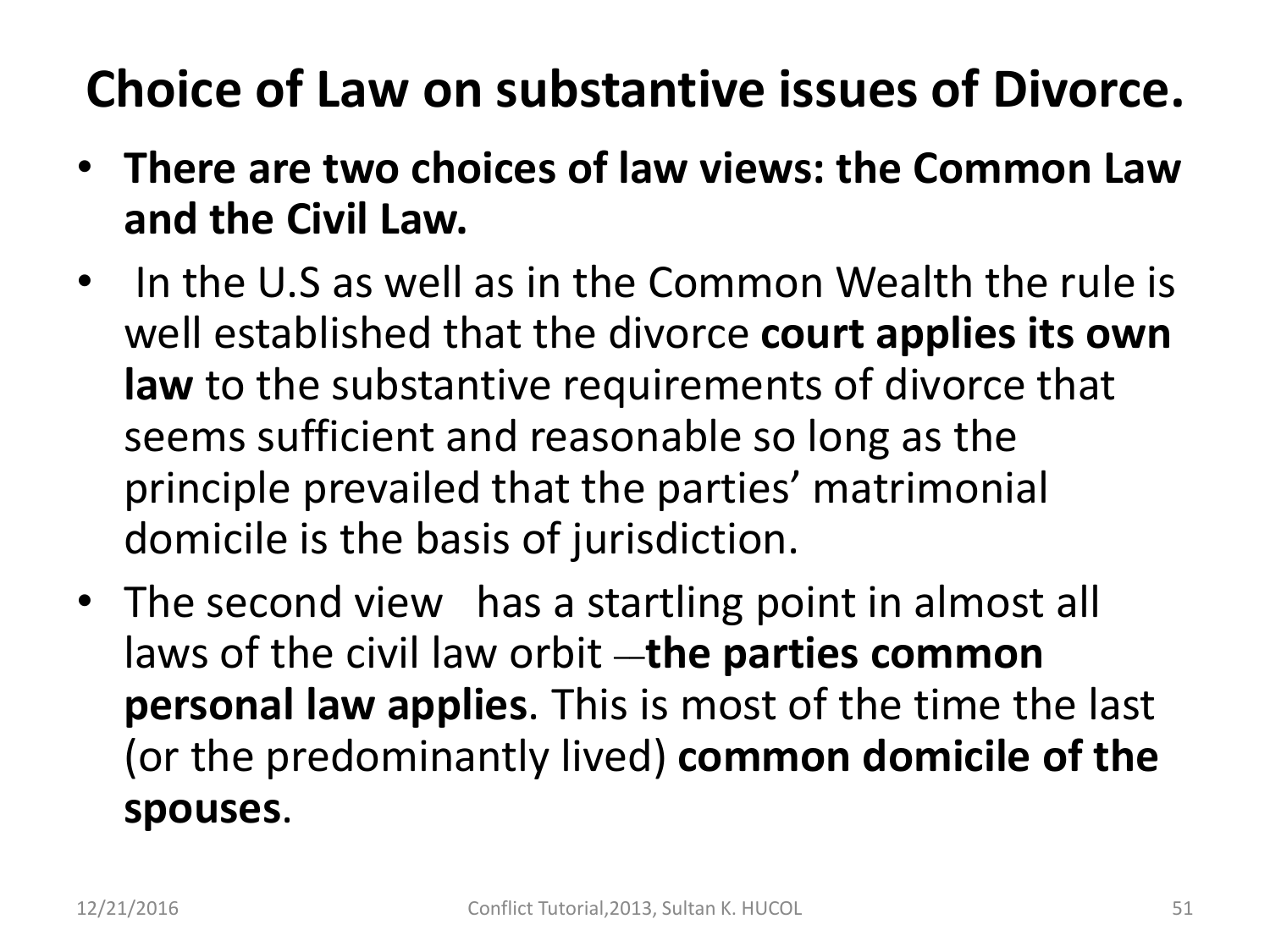# Choice of Law on substantive issues of Divorce.

- **There are two choices of law views: the Common Law and the Civil Law.**
- In the U.S as well as in the Common Wealth the rule is well established that the divorce **court applies its own law** to the substantive requirements of divorce that seems sufficient and reasonable so long as the principle prevailed that the parties' matrimonial domicile is the basis of jurisdiction.
- The second view has a startling point in almost all laws of the civil law orbit —**the parties common personal law applies**. This is most of the time the last (or the predominantly lived) **common domicile of the spouses**.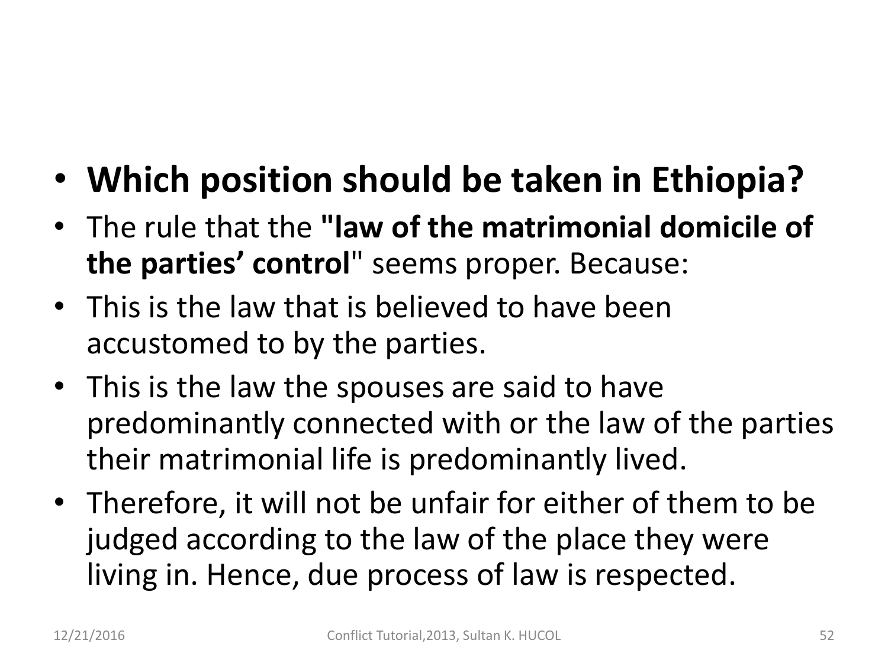- **Which position should be taken in Ethiopia?**
- The rule that the **"law of the matrimonial domicile of the parties' control"** seems proper. Because:
- This is the law that is believed to have been accustomed to by the parties.
- This is the law the spouses are said to have predominantly connected with or the law of the parties their matrimonial life is predominantly lived.
- Therefore, it will not be unfair for either of them to be judged according to the law of the place they were living in. Hence, due process of law is respected.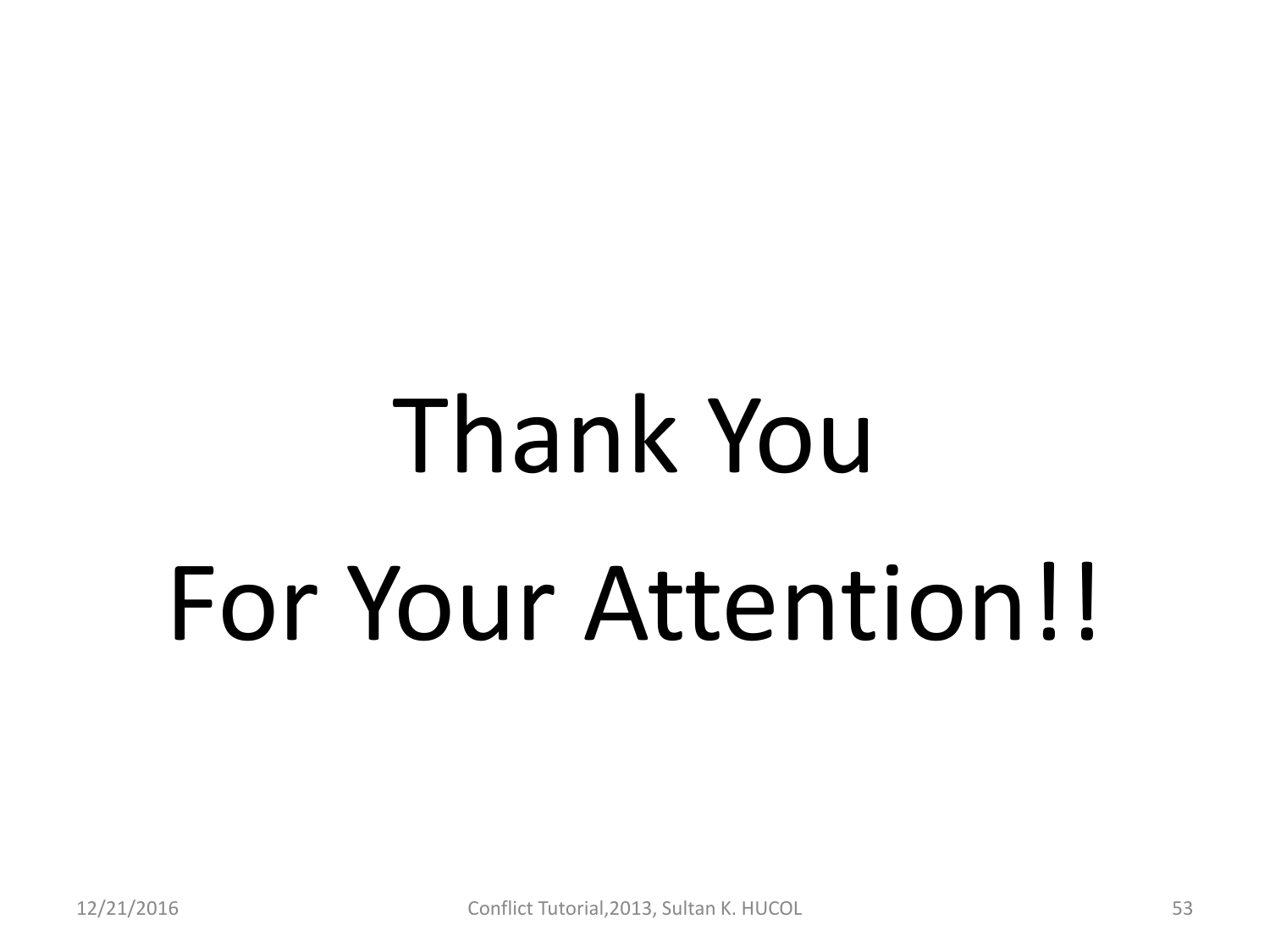# Thank You

# For Your Attention!!